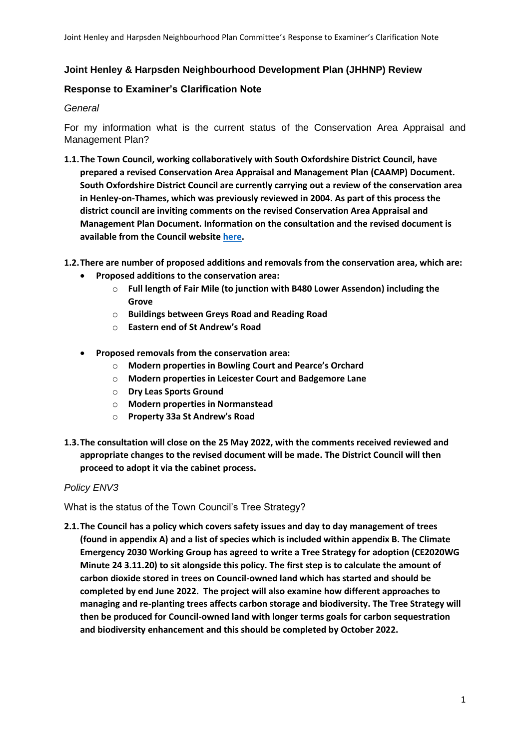## Joint Henley & Harpsden Neighbourhood Development Plan (JHHNP) Review

## Response to Examiner's Clarification Note

*General*

For my information what is the current status of the Conservation Area Appraisal and Management Plan?

**1.1. The Town Council, working collaboratively with South Oxfordshire District Council, have prepared a revised Conservation Area Appraisal and Management Plan (CAAMP) Document. South Oxfordshire District Council are currently carrying out a review of the conservation area in Henley-on-Thames, which was previously reviewed in 2004. As part of this process the district council are inviting comments on the revised Conservation Area Appraisal and Management Plan Document. Information on the consultation and the revised document is available from the Council website here.**

**1.2. There are number of proposed additions and removals from the conservation area, which are:**

- **Proposed additions to the conservation area:**
  - **Full length of Fair Mile (to junction with B480 Lower Assendon) including the Grove**
  - **Buildings between Greys Road and Reading Road**
  - **Eastern end of St Andrew's Road**
- **Proposed removals from the conservation area:**
  - **Modern properties in Bowling Court and Pearce's Orchard**
  - **Modern properties in Leicester Court and Badgemore Lane**
  - **Dry Leas Sports Ground**
  - **Modern properties in Normanstead**
  - **Property 33a St Andrew's Road**

**1.3. The consultation will close on the 25 May 2022, with the comments received reviewed and appropriate changes to the revised document will be made. The District Council will then proceed to adopt it via the cabinet process.**

*Policy ENV3*

What is the status of the Town Council's Tree Strategy?

**2.1. The Council has a policy which covers safety issues and day to day management of trees (found in appendix A) and a list of species which is included within appendix B. The Climate Emergency 2030 Working Group has agreed to write a Tree Strategy for adoption (CE2020WG Minute 24 3.11.20) to sit alongside this policy. The first step is to calculate the amount of carbon dioxide stored in trees on Council-owned land which has started and should be completed by end June 2022. The project will also examine how different approaches to managing and re-planting trees affects carbon storage and biodiversity. The Tree Strategy will then be produced for Council-owned land with longer terms goals for carbon sequestration and biodiversity enhancement and this should be completed by October 2022.**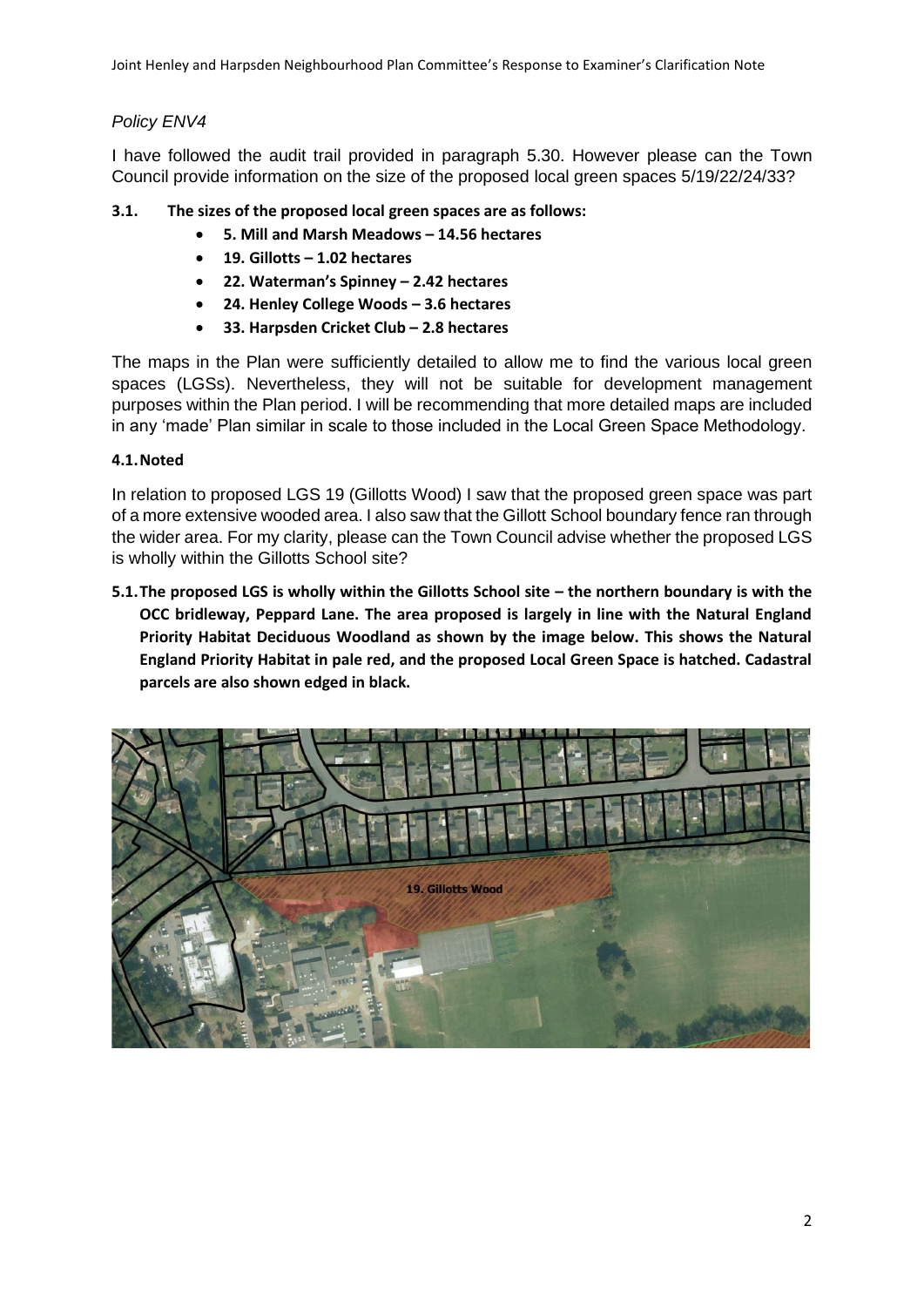*Policy ENV4*

I have followed the audit trail provided in paragraph 5.30. However please can the Town Council provide information on the size of the proposed local green spaces 5/19/22/24/33?

**3.1. The sizes of the proposed local green spaces are as follows:**

- **5. Mill and Marsh Meadows – 14.56 hectares**
- **19. Gillotts – 1.02 hectares**
- **22. Waterman's Spinney – 2.42 hectares**
- **24. Henley College Woods – 3.6 hectares**
- **33. Harpsden Cricket Club – 2.8 hectares**

The maps in the Plan were sufficiently detailed to allow me to find the various local green spaces (LGSs). Nevertheless, they will not be suitable for development management purposes within the Plan period. I will be recommending that more detailed maps are included in any 'made' Plan similar in scale to those included in the Local Green Space Methodology.

**4.1. Noted**

In relation to proposed LGS 19 (Gillotts Wood) I saw that the proposed green space was part of a more extensive wooded area. I also saw that the Gillott School boundary fence ran through the wider area. For my clarity, please can the Town Council advise whether the proposed LGS is wholly within the Gillotts School site?

**5.1. The proposed LGS is wholly within the Gillotts School site – the northern boundary is with the OCC bridleway, Peppard Lane. The area proposed is largely in line with the Natural England Priority Habitat Deciduous Woodland as shown by the image below. This shows the Natural England Priority Habitat in pale red, and the proposed Local Green Space is hatched. Cadastral parcels are also shown edged in black.**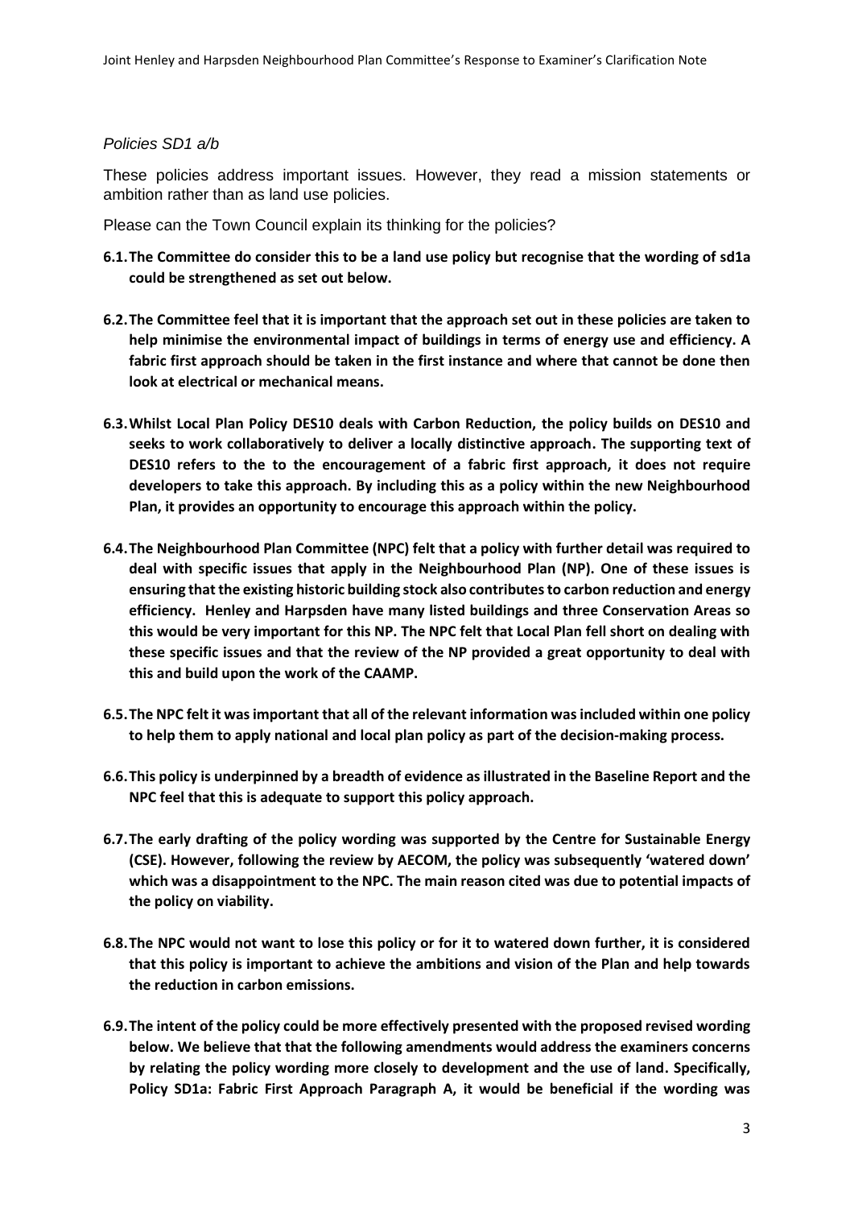*Policies SD1 a/b*

These policies address important issues. However, they read a mission statements or ambition rather than as land use policies.

Please can the Town Council explain its thinking for the policies?

**6.1. The Committee do consider this to be a land use policy but recognise that the wording of sd1a could be strengthened as set out below.**

**6.2. The Committee feel that it is important that the approach set out in these policies are taken to help minimise the environmental impact of buildings in terms of energy use and efficiency. A fabric first approach should be taken in the first instance and where that cannot be done then look at electrical or mechanical means.**

**6.3. Whilst Local Plan Policy DES10 deals with Carbon Reduction, the policy builds on DES10 and seeks to work collaboratively to deliver a locally distinctive approach. The supporting text of DES10 refers to the to the encouragement of a fabric first approach, it does not require developers to take this approach. By including this as a policy within the new Neighbourhood Plan, it provides an opportunity to encourage this approach within the policy.**

**6.4. The Neighbourhood Plan Committee (NPC) felt that a policy with further detail was required to deal with specific issues that apply in the Neighbourhood Plan (NP). One of these issues is ensuring that the existing historic building stock also contributes to carbon reduction and energy efficiency. Henley and Harpsden have many listed buildings and three Conservation Areas so this would be very important for this NP. The NPC felt that Local Plan fell short on dealing with these specific issues and that the review of the NP provided a great opportunity to deal with this and build upon the work of the CAAMP.**

**6.5. The NPC felt it was important that all of the relevant information was included within one policy to help them to apply national and local plan policy as part of the decision-making process.**

**6.6. This policy is underpinned by a breadth of evidence as illustrated in the Baseline Report and the NPC feel that this is adequate to support this policy approach.**

**6.7. The early drafting of the policy wording was supported by the Centre for Sustainable Energy (CSE). However, following the review by AECOM, the policy was subsequently 'watered down' which was a disappointment to the NPC. The main reason cited was due to potential impacts of the policy on viability.**

**6.8. The NPC would not want to lose this policy or for it to watered down further, it is considered that this policy is important to achieve the ambitions and vision of the Plan and help towards the reduction in carbon emissions.**

**6.9. The intent of the policy could be more effectively presented with the proposed revised wording below. We believe that that the following amendments would address the examiners concerns by relating the policy wording more closely to development and the use of land. Specifically, Policy SD1a: Fabric First Approach Paragraph A, it would be beneficial if the wording was**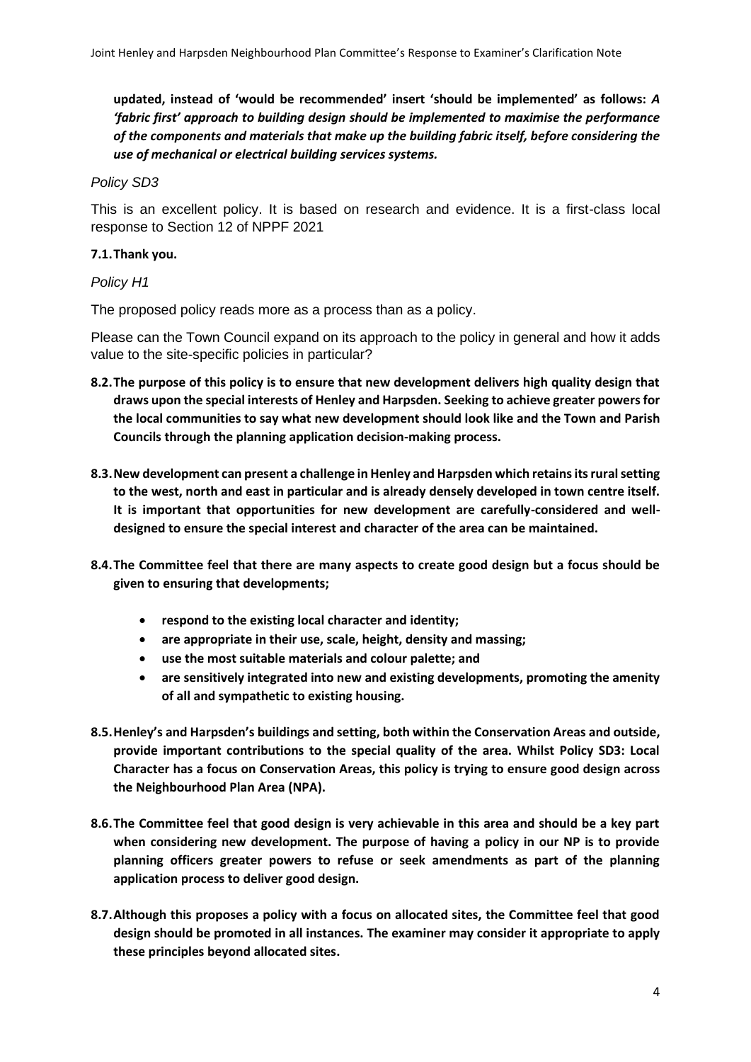**updated, instead of 'would be recommended' insert 'should be implemented' as follows:** ***A 'fabric first' approach to building design should be implemented to maximise the performance of the components and materials that make up the building fabric itself, before considering the use of mechanical or electrical building services systems.***

*Policy SD3*

This is an excellent policy. It is based on research and evidence. It is a first-class local response to Section 12 of NPPF 2021

**7.1. Thank you.**

*Policy H1*

The proposed policy reads more as a process than as a policy.

Please can the Town Council expand on its approach to the policy in general and how it adds value to the site-specific policies in particular?

**8.2. The purpose of this policy is to ensure that new development delivers high quality design that draws upon the special interests of Henley and Harpsden. Seeking to achieve greater powers for the local communities to say what new development should look like and the Town and Parish Councils through the planning application decision-making process.**

**8.3. New development can present a challenge in Henley and Harpsden which retains its rural setting to the west, north and east in particular and is already densely developed in town centre itself. It is important that opportunities for new development are carefully-considered and well-designed to ensure the special interest and character of the area can be maintained.**

**8.4. The Committee feel that there are many aspects to create good design but a focus should be given to ensuring that developments;**

- **respond to the existing local character and identity;**
- **are appropriate in their use, scale, height, density and massing;**
- **use the most suitable materials and colour palette; and**
- **are sensitively integrated into new and existing developments, promoting the amenity of all and sympathetic to existing housing.**

**8.5. Henley's and Harpsden's buildings and setting, both within the Conservation Areas and outside, provide important contributions to the special quality of the area. Whilst Policy SD3: Local Character has a focus on Conservation Areas, this policy is trying to ensure good design across the Neighbourhood Plan Area (NPA).**

**8.6. The Committee feel that good design is very achievable in this area and should be a key part when considering new development. The purpose of having a policy in our NP is to provide planning officers greater powers to refuse or seek amendments as part of the planning application process to deliver good design.**

**8.7. Although this proposes a policy with a focus on allocated sites, the Committee feel that good design should be promoted in all instances. The examiner may consider it appropriate to apply these principles beyond allocated sites.**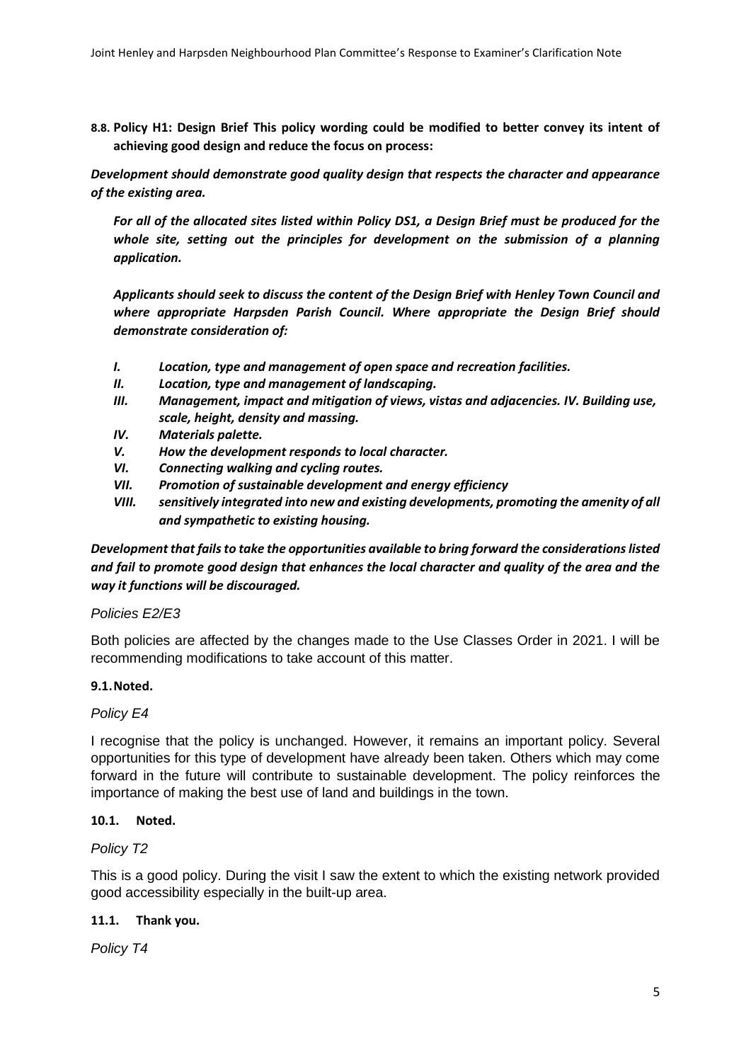**8.8. Policy H1: Design Brief This policy wording could be modified to better convey its intent of achieving good design and reduce the focus on process:**

***Development should demonstrate good quality design that respects the character and appearance of the existing area.***

***For all of the allocated sites listed within Policy DS1, a Design Brief must be produced for the whole site, setting out the principles for development on the submission of a planning application.***

***Applicants should seek to discuss the content of the Design Brief with Henley Town Council and where appropriate Harpsden Parish Council. Where appropriate the Design Brief should demonstrate consideration of:***

- ***I. Location, type and management of open space and recreation facilities.***
- ***II. Location, type and management of landscaping.***
- ***III. Management, impact and mitigation of views, vistas and adjacencies. IV. Building use, scale, height, density and massing.***
- ***IV. Materials palette.***
- ***V. How the development responds to local character.***
- ***VI. Connecting walking and cycling routes.***
- ***VII. Promotion of sustainable development and energy efficiency***
- ***VIII. sensitively integrated into new and existing developments, promoting the amenity of all and sympathetic to existing housing.***

***Development that fails to take the opportunities available to bring forward the considerations listed and fail to promote good design that enhances the local character and quality of the area and the way it functions will be discouraged.***

*Policies E2/E3*

Both policies are affected by the changes made to the Use Classes Order in 2021. I will be recommending modifications to take account of this matter.

**9.1. Noted.**

*Policy E4*

I recognise that the policy is unchanged. However, it remains an important policy. Several opportunities for this type of development have already been taken. Others which may come forward in the future will contribute to sustainable development. The policy reinforces the importance of making the best use of land and buildings in the town.

**10.1. Noted.**

*Policy T2*

This is a good policy. During the visit I saw the extent to which the existing network provided good accessibility especially in the built-up area.

**11.1. Thank you.**

*Policy T4*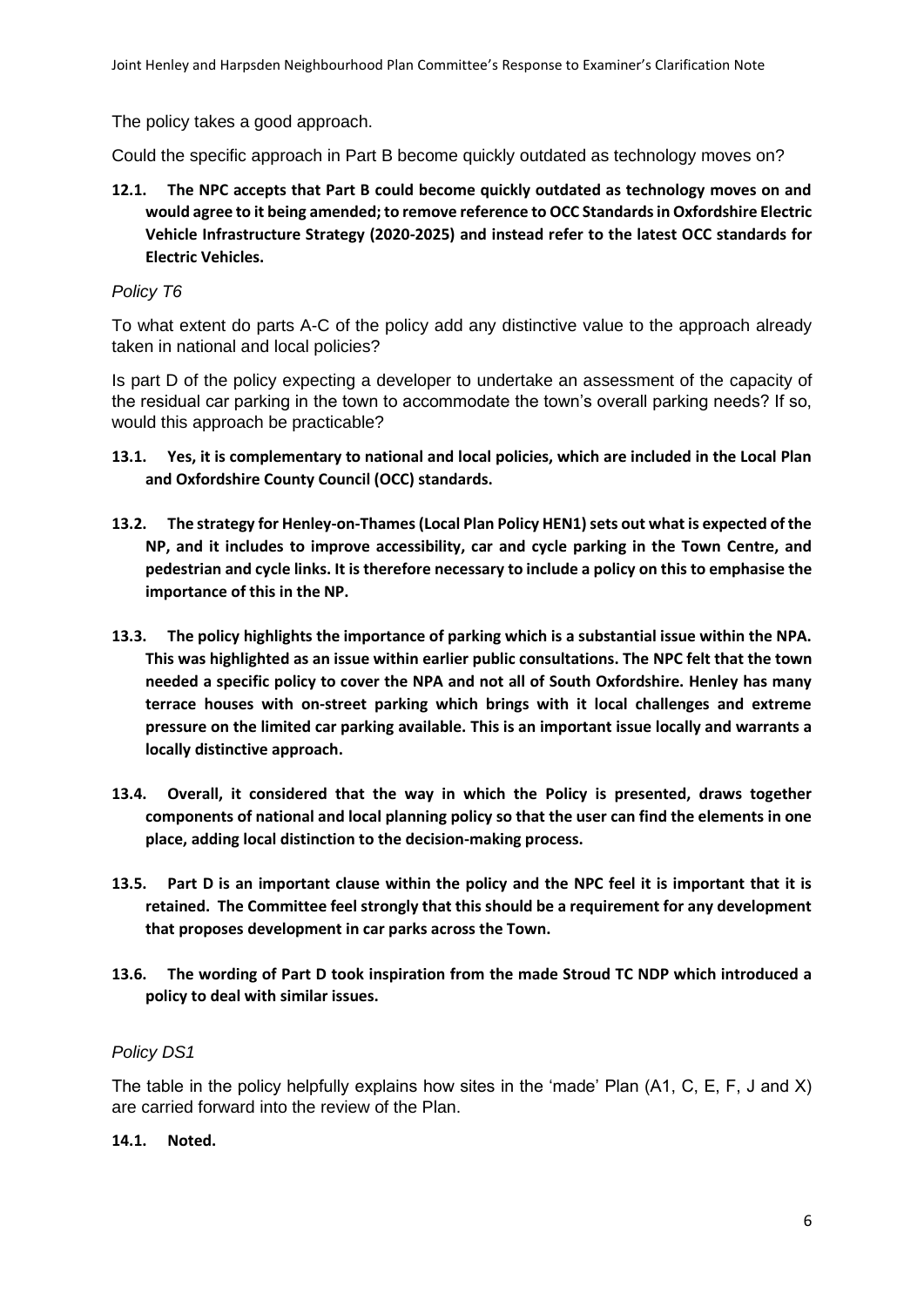The policy takes a good approach.

Could the specific approach in Part B become quickly outdated as technology moves on?

**12.1. The NPC accepts that Part B could become quickly outdated as technology moves on and would agree to it being amended; to remove reference to OCC Standards in Oxfordshire Electric Vehicle Infrastructure Strategy (2020-2025) and instead refer to the latest OCC standards for Electric Vehicles.**

*Policy T6*

To what extent do parts A-C of the policy add any distinctive value to the approach already taken in national and local policies?

Is part D of the policy expecting a developer to undertake an assessment of the capacity of the residual car parking in the town to accommodate the town's overall parking needs? If so, would this approach be practicable?

**13.1. Yes, it is complementary to national and local policies, which are included in the Local Plan and Oxfordshire County Council (OCC) standards.**

**13.2. The strategy for Henley-on-Thames (Local Plan Policy HEN1) sets out what is expected of the NP, and it includes to improve accessibility, car and cycle parking in the Town Centre, and pedestrian and cycle links. It is therefore necessary to include a policy on this to emphasise the importance of this in the NP.**

**13.3. The policy highlights the importance of parking which is a substantial issue within the NPA. This was highlighted as an issue within earlier public consultations. The NPC felt that the town needed a specific policy to cover the NPA and not all of South Oxfordshire. Henley has many terrace houses with on-street parking which brings with it local challenges and extreme pressure on the limited car parking available. This is an important issue locally and warrants a locally distinctive approach.**

**13.4. Overall, it considered that the way in which the Policy is presented, draws together components of national and local planning policy so that the user can find the elements in one place, adding local distinction to the decision-making process.**

**13.5. Part D is an important clause within the policy and the NPC feel it is important that it is retained. The Committee feel strongly that this should be a requirement for any development that proposes development in car parks across the Town.**

**13.6. The wording of Part D took inspiration from the made Stroud TC NDP which introduced a policy to deal with similar issues.**

*Policy DS1*

The table in the policy helpfully explains how sites in the 'made' Plan (A1, C, E, F, J and X) are carried forward into the review of the Plan.

**14.1. Noted.**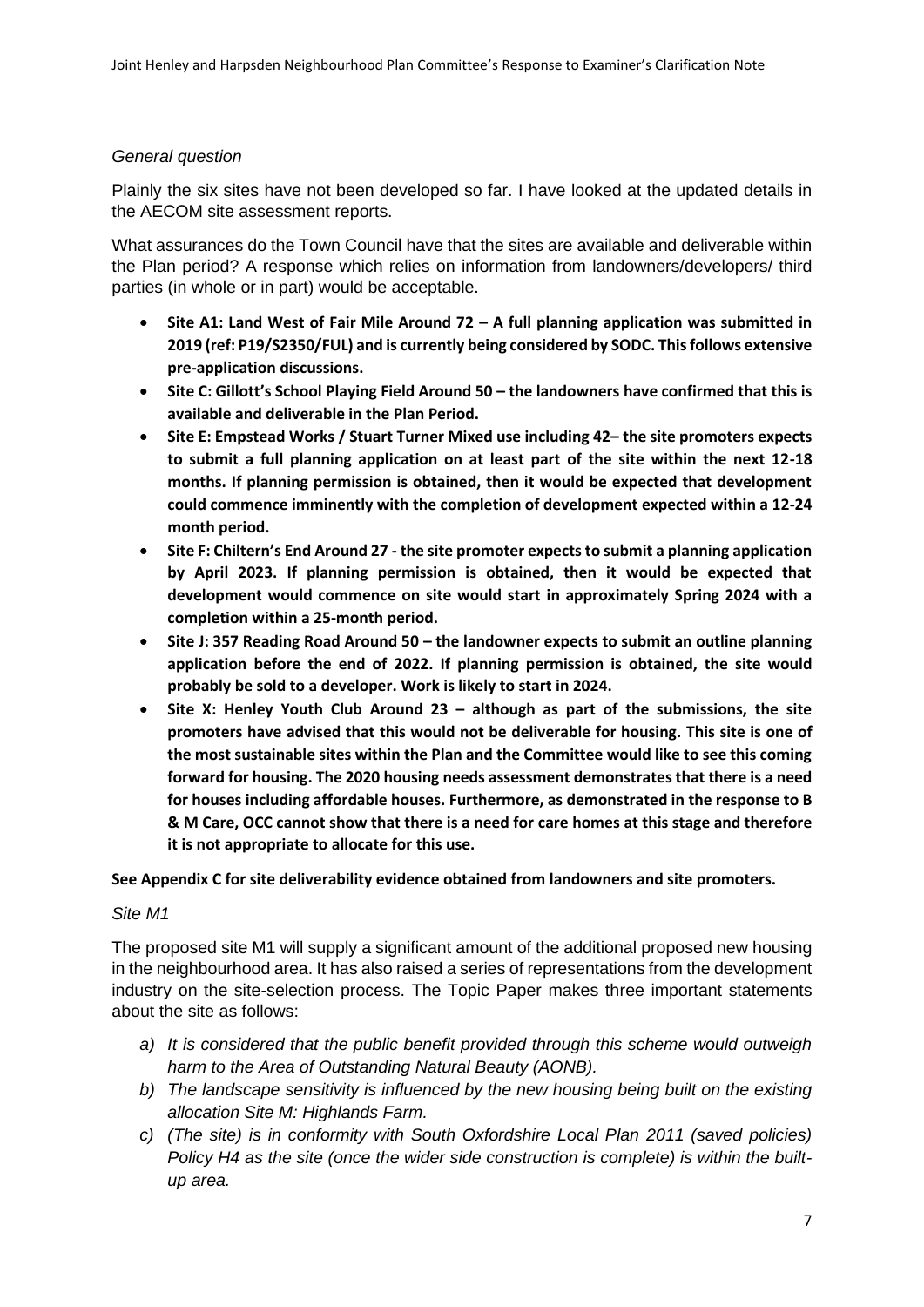*General question*

Plainly the six sites have not been developed so far. I have looked at the updated details in the AECOM site assessment reports.

What assurances do the Town Council have that the sites are available and deliverable within the Plan period? A response which relies on information from landowners/developers/ third parties (in whole or in part) would be acceptable.

- **Site A1: Land West of Fair Mile Around 72 – A full planning application was submitted in 2019 (ref: P19/S2350/FUL) and is currently being considered by SODC. This follows extensive pre-application discussions.**
- **Site C: Gillott's School Playing Field Around 50 – the landowners have confirmed that this is available and deliverable in the Plan Period.**
- **Site E: Empstead Works / Stuart Turner Mixed use including 42– the site promoters expects to submit a full planning application on at least part of the site within the next 12-18 months. If planning permission is obtained, then it would be expected that development could commence imminently with the completion of development expected within a 12-24 month period.**
- **Site F: Chiltern's End Around 27 - the site promoter expects to submit a planning application by April 2023. If planning permission is obtained, then it would be expected that development would commence on site would start in approximately Spring 2024 with a completion within a 25-month period.**
- **Site J: 357 Reading Road Around 50 – the landowner expects to submit an outline planning application before the end of 2022. If planning permission is obtained, the site would probably be sold to a developer. Work is likely to start in 2024.**
- **Site X: Henley Youth Club Around 23 – although as part of the submissions, the site promoters have advised that this would not be deliverable for housing. This site is one of the most sustainable sites within the Plan and the Committee would like to see this coming forward for housing. The 2020 housing needs assessment demonstrates that there is a need for houses including affordable houses. Furthermore, as demonstrated in the response to B & M Care, OCC cannot show that there is a need for care homes at this stage and therefore it is not appropriate to allocate for this use.**

**See Appendix C for site deliverability evidence obtained from landowners and site promoters.**

*Site M1*

The proposed site M1 will supply a significant amount of the additional proposed new housing in the neighbourhood area. It has also raised a series of representations from the development industry on the site-selection process. The Topic Paper makes three important statements about the site as follows:

a) *It is considered that the public benefit provided through this scheme would outweigh harm to the Area of Outstanding Natural Beauty (AONB).*
b) *The landscape sensitivity is influenced by the new housing being built on the existing allocation Site M: Highlands Farm.*
c) *(The site) is in conformity with South Oxfordshire Local Plan 2011 (saved policies) Policy H4 as the site (once the wider side construction is complete) is within the built-up area.*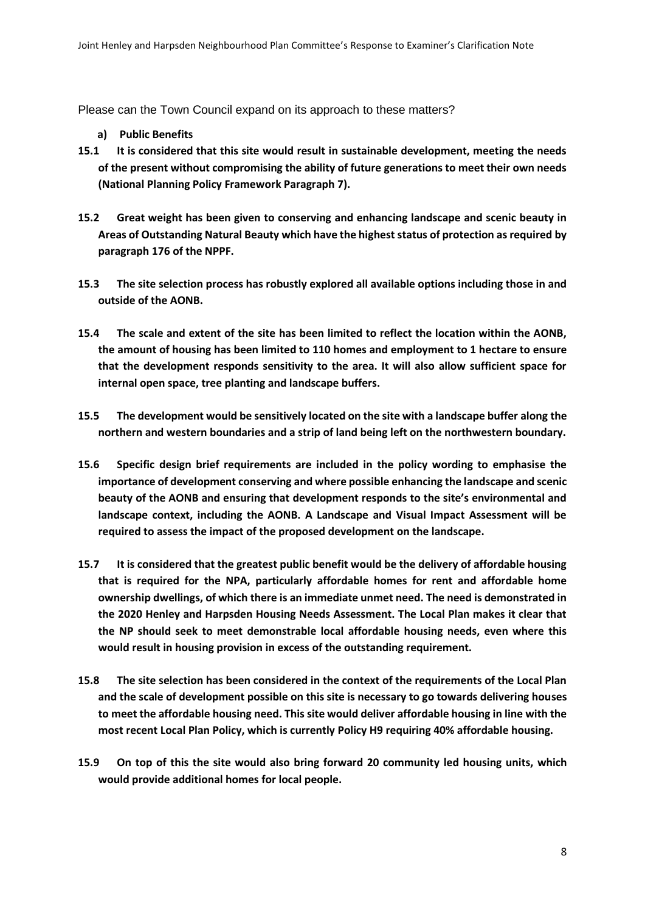Please can the Town Council expand on its approach to these matters?

**a) Public Benefits**

**15.1 It is considered that this site would result in sustainable development, meeting the needs of the present without compromising the ability of future generations to meet their own needs (National Planning Policy Framework Paragraph 7).**

**15.2 Great weight has been given to conserving and enhancing landscape and scenic beauty in Areas of Outstanding Natural Beauty which have the highest status of protection as required by paragraph 176 of the NPPF.**

**15.3 The site selection process has robustly explored all available options including those in and outside of the AONB.**

**15.4 The scale and extent of the site has been limited to reflect the location within the AONB, the amount of housing has been limited to 110 homes and employment to 1 hectare to ensure that the development responds sensitivity to the area. It will also allow sufficient space for internal open space, tree planting and landscape buffers.**

**15.5 The development would be sensitively located on the site with a landscape buffer along the northern and western boundaries and a strip of land being left on the northwestern boundary.**

**15.6 Specific design brief requirements are included in the policy wording to emphasise the importance of development conserving and where possible enhancing the landscape and scenic beauty of the AONB and ensuring that development responds to the site's environmental and landscape context, including the AONB. A Landscape and Visual Impact Assessment will be required to assess the impact of the proposed development on the landscape.**

**15.7 It is considered that the greatest public benefit would be the delivery of affordable housing that is required for the NPA, particularly affordable homes for rent and affordable home ownership dwellings, of which there is an immediate unmet need. The need is demonstrated in the 2020 Henley and Harpsden Housing Needs Assessment. The Local Plan makes it clear that the NP should seek to meet demonstrable local affordable housing needs, even where this would result in housing provision in excess of the outstanding requirement.**

**15.8 The site selection has been considered in the context of the requirements of the Local Plan and the scale of development possible on this site is necessary to go towards delivering houses to meet the affordable housing need. This site would deliver affordable housing in line with the most recent Local Plan Policy, which is currently Policy H9 requiring 40% affordable housing.**

**15.9 On top of this the site would also bring forward 20 community led housing units, which would provide additional homes for local people.**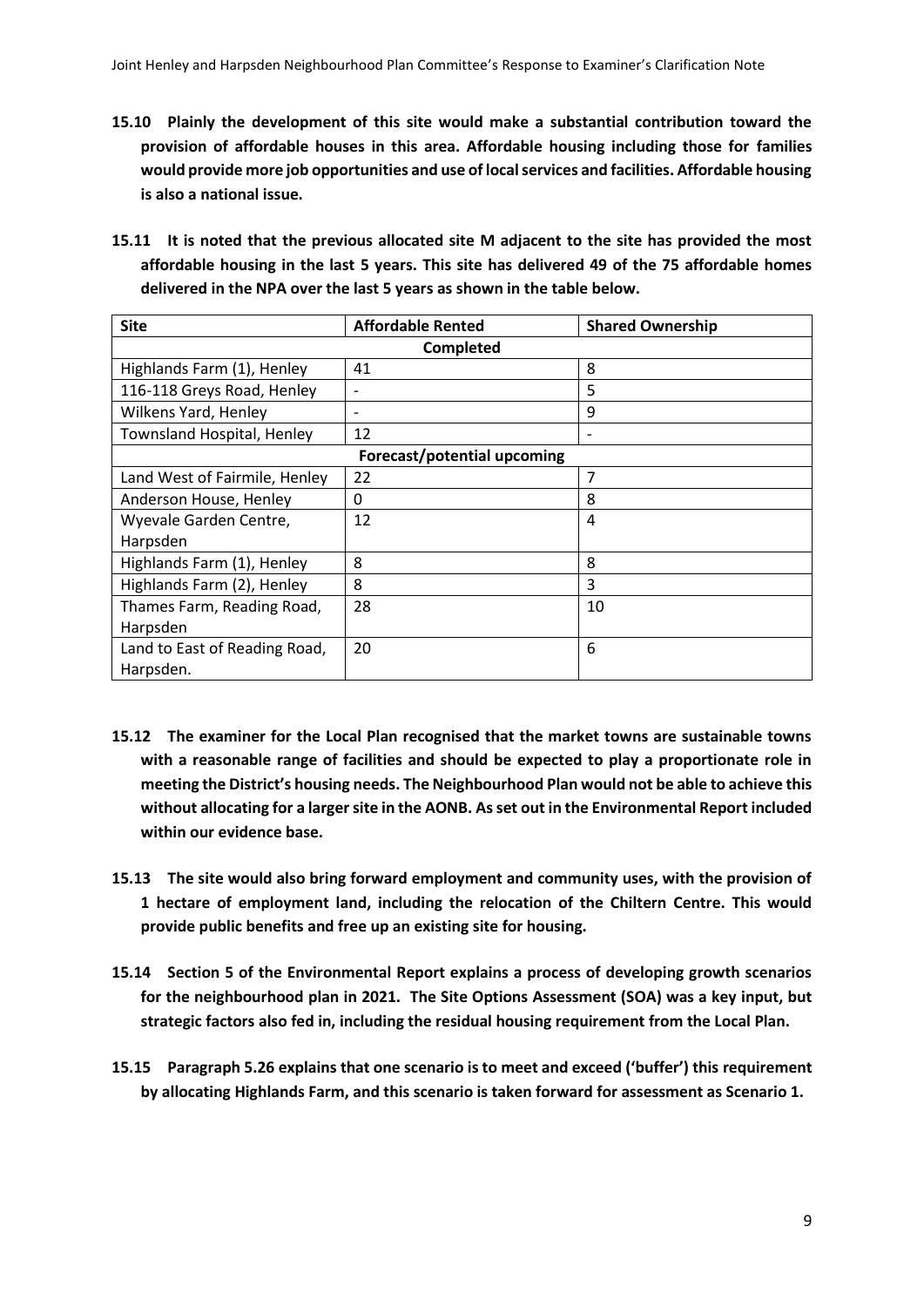**15.10 Plainly the development of this site would make a substantial contribution toward the provision of affordable houses in this area. Affordable housing including those for families would provide more job opportunities and use of local services and facilities. Affordable housing is also a national issue.**

**15.11 It is noted that the previous allocated site M adjacent to the site has provided the most affordable housing in the last 5 years. This site has delivered 49 of the 75 affordable homes delivered in the NPA over the last 5 years as shown in the table below.**

| Site | Affordable Rented | Shared Ownership |
|---|---|---|
| **Completed** | | |
| Highlands Farm (1), Henley | 41 | 8 |
| 116-118 Greys Road, Henley | - | 5 |
| Wilkens Yard, Henley | - | 9 |
| Townsland Hospital, Henley | 12 | - |
| **Forecast/potential upcoming** | | |
| Land West of Fairmile, Henley | 22 | 7 |
| Anderson House, Henley | 0 | 8 |
| Wyevale Garden Centre, Harpsden | 12 | 4 |
| Highlands Farm (1), Henley | 8 | 8 |
| Highlands Farm (2), Henley | 8 | 3 |
| Thames Farm, Reading Road, Harpsden | 28 | 10 |
| Land to East of Reading Road, Harpsden. | 20 | 6 |

**15.12 The examiner for the Local Plan recognised that the market towns are sustainable towns with a reasonable range of facilities and should be expected to play a proportionate role in meeting the District's housing needs. The Neighbourhood Plan would not be able to achieve this without allocating for a larger site in the AONB. As set out in the Environmental Report included within our evidence base.**

**15.13 The site would also bring forward employment and community uses, with the provision of 1 hectare of employment land, including the relocation of the Chiltern Centre. This would provide public benefits and free up an existing site for housing.**

**15.14 Section 5 of the Environmental Report explains a process of developing growth scenarios for the neighbourhood plan in 2021. The Site Options Assessment (SOA) was a key input, but strategic factors also fed in, including the residual housing requirement from the Local Plan.**

**15.15 Paragraph 5.26 explains that one scenario is to meet and exceed ('buffer') this requirement by allocating Highlands Farm, and this scenario is taken forward for assessment as Scenario 1.**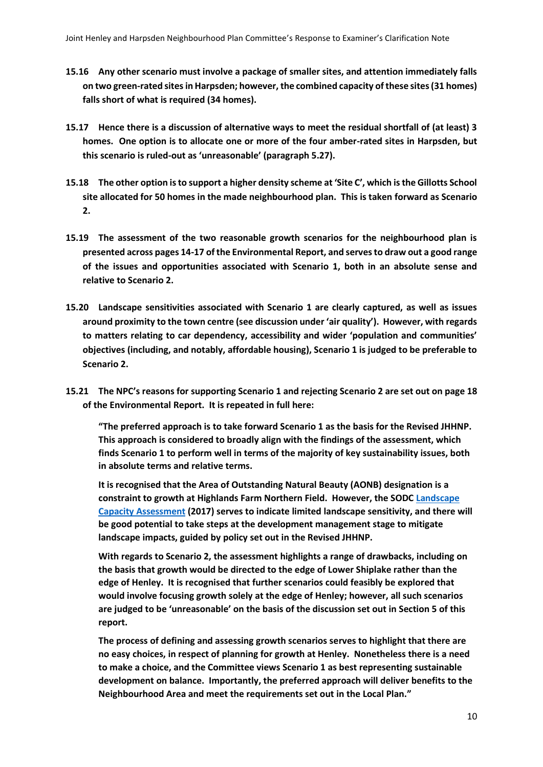**15.16 Any other scenario must involve a package of smaller sites, and attention immediately falls on two green-rated sites in Harpsden; however, the combined capacity of these sites (31 homes) falls short of what is required (34 homes).**

**15.17 Hence there is a discussion of alternative ways to meet the residual shortfall of (at least) 3 homes. One option is to allocate one or more of the four amber-rated sites in Harpsden, but this scenario is ruled-out as 'unreasonable' (paragraph 5.27).**

**15.18 The other option is to support a higher density scheme at 'Site C', which is the Gillotts School site allocated for 50 homes in the made neighbourhood plan. This is taken forward as Scenario 2.**

**15.19 The assessment of the two reasonable growth scenarios for the neighbourhood plan is presented across pages 14-17 of the Environmental Report, and serves to draw out a good range of the issues and opportunities associated with Scenario 1, both in an absolute sense and relative to Scenario 2.**

**15.20 Landscape sensitivities associated with Scenario 1 are clearly captured, as well as issues around proximity to the town centre (see discussion under 'air quality'). However, with regards to matters relating to car dependency, accessibility and wider 'population and communities' objectives (including, and notably, affordable housing), Scenario 1 is judged to be preferable to Scenario 2.**

**15.21 The NPC's reasons for supporting Scenario 1 and rejecting Scenario 2 are set out on page 18 of the Environmental Report. It is repeated in full here:**

> **"The preferred approach is to take forward Scenario 1 as the basis for the Revised JHHNP. This approach is considered to broadly align with the findings of the assessment, which finds Scenario 1 to perform well in terms of the majority of key sustainability issues, both in absolute terms and relative terms.**
>
> **It is recognised that the Area of Outstanding Natural Beauty (AONB) designation is a constraint to growth at Highlands Farm Northern Field. However, the SODC Landscape Capacity Assessment (2017) serves to indicate limited landscape sensitivity, and there will be good potential to take steps at the development management stage to mitigate landscape impacts, guided by policy set out in the Revised JHHNP.**
>
> **With regards to Scenario 2, the assessment highlights a range of drawbacks, including on the basis that growth would be directed to the edge of Lower Shiplake rather than the edge of Henley. It is recognised that further scenarios could feasibly be explored that would involve focusing growth solely at the edge of Henley; however, all such scenarios are judged to be 'unreasonable' on the basis of the discussion set out in Section 5 of this report.**
>
> **The process of defining and assessing growth scenarios serves to highlight that there are no easy choices, in respect of planning for growth at Henley. Nonetheless there is a need to make a choice, and the Committee views Scenario 1 as best representing sustainable development on balance. Importantly, the preferred approach will deliver benefits to the Neighbourhood Area and meet the requirements set out in the Local Plan."**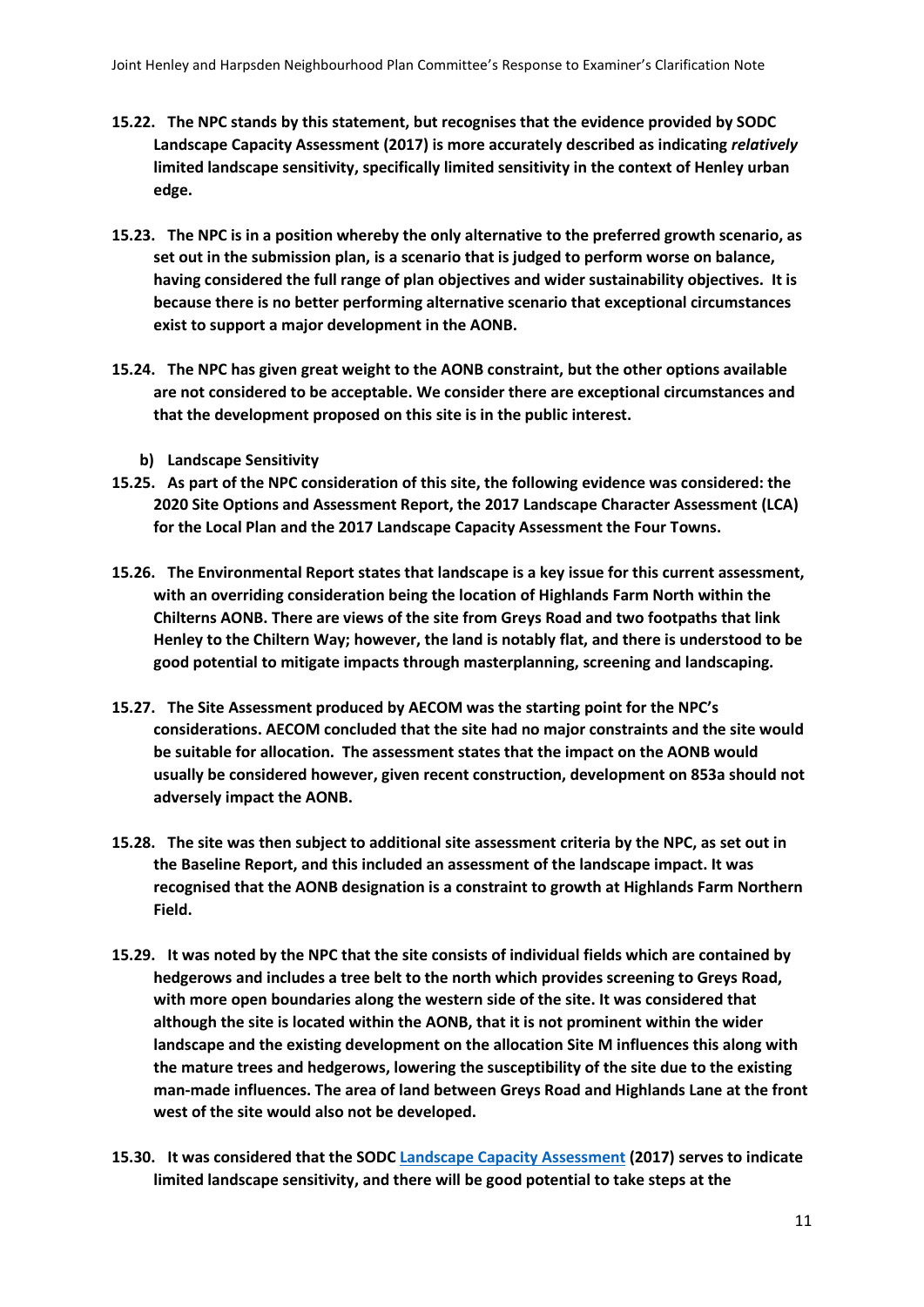**15.22. The NPC stands by this statement, but recognises that the evidence provided by SODC Landscape Capacity Assessment (2017) is more accurately described as indicating *relatively* limited landscape sensitivity, specifically limited sensitivity in the context of Henley urban edge.**

**15.23. The NPC is in a position whereby the only alternative to the preferred growth scenario, as set out in the submission plan, is a scenario that is judged to perform worse on balance, having considered the full range of plan objectives and wider sustainability objectives. It is because there is no better performing alternative scenario that exceptional circumstances exist to support a major development in the AONB.**

**15.24. The NPC has given great weight to the AONB constraint, but the other options available are not considered to be acceptable. We consider there are exceptional circumstances and that the development proposed on this site is in the public interest.**

**b) Landscape Sensitivity**

**15.25. As part of the NPC consideration of this site, the following evidence was considered: the 2020 Site Options and Assessment Report, the 2017 Landscape Character Assessment (LCA) for the Local Plan and the 2017 Landscape Capacity Assessment the Four Towns.**

**15.26. The Environmental Report states that landscape is a key issue for this current assessment, with an overriding consideration being the location of Highlands Farm North within the Chilterns AONB. There are views of the site from Greys Road and two footpaths that link Henley to the Chiltern Way; however, the land is notably flat, and there is understood to be good potential to mitigate impacts through masterplanning, screening and landscaping.**

**15.27. The Site Assessment produced by AECOM was the starting point for the NPC's considerations. AECOM concluded that the site had no major constraints and the site would be suitable for allocation. The assessment states that the impact on the AONB would usually be considered however, given recent construction, development on 853a should not adversely impact the AONB.**

**15.28. The site was then subject to additional site assessment criteria by the NPC, as set out in the Baseline Report, and this included an assessment of the landscape impact. It was recognised that the AONB designation is a constraint to growth at Highlands Farm Northern Field.**

**15.29. It was noted by the NPC that the site consists of individual fields which are contained by hedgerows and includes a tree belt to the north which provides screening to Greys Road, with more open boundaries along the western side of the site. It was considered that although the site is located within the AONB, that it is not prominent within the wider landscape and the existing development on the allocation Site M influences this along with the mature trees and hedgerows, lowering the susceptibility of the site due to the existing man-made influences. The area of land between Greys Road and Highlands Lane at the front west of the site would also not be developed.**

**15.30. It was considered that the SODC Landscape Capacity Assessment (2017) serves to indicate limited landscape sensitivity, and there will be good potential to take steps at the**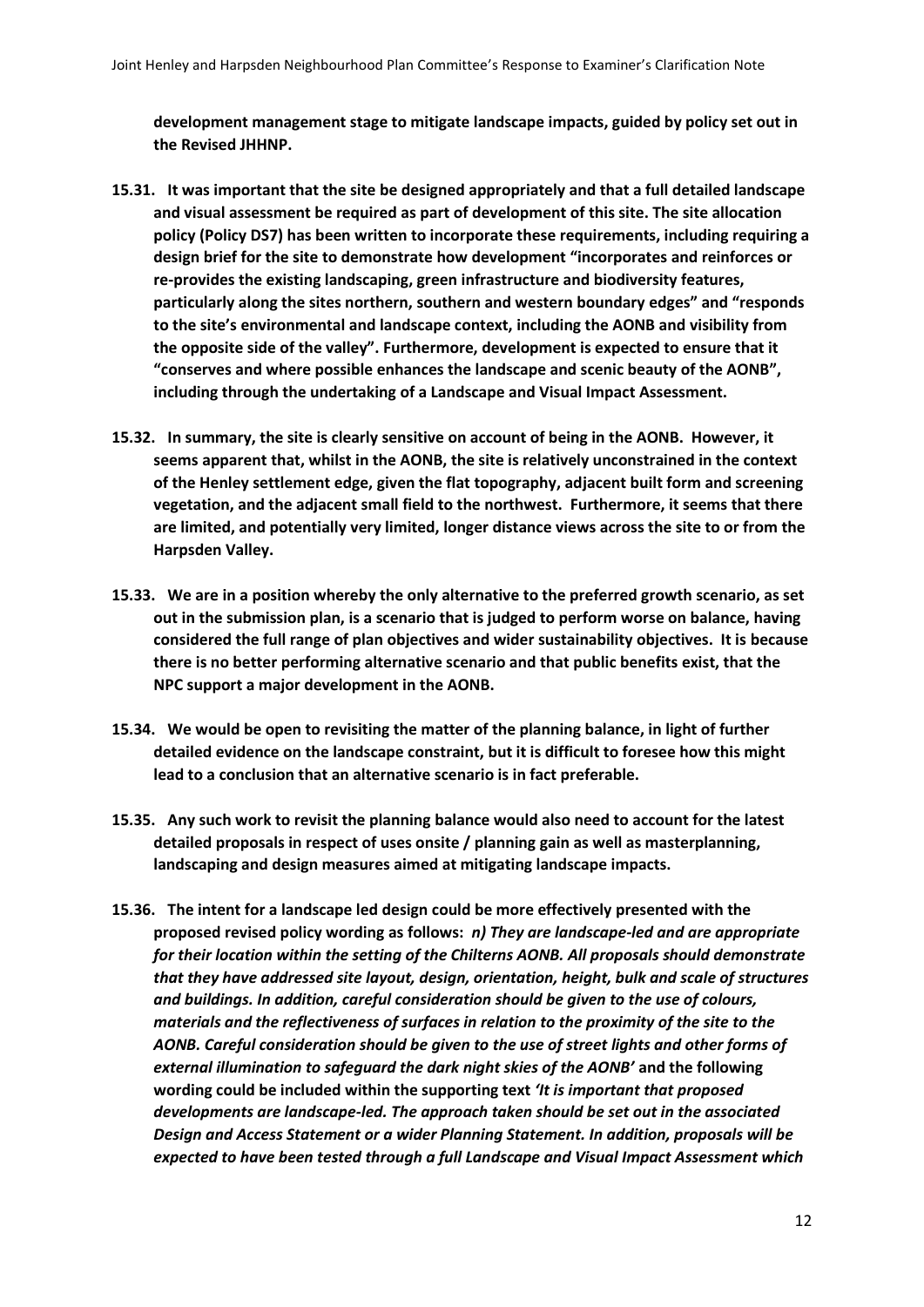**development management stage to mitigate landscape impacts, guided by policy set out in the Revised JHHNP.**

**15.31. It was important that the site be designed appropriately and that a full detailed landscape and visual assessment be required as part of development of this site. The site allocation policy (Policy DS7) has been written to incorporate these requirements, including requiring a design brief for the site to demonstrate how development "incorporates and reinforces or re-provides the existing landscaping, green infrastructure and biodiversity features, particularly along the sites northern, southern and western boundary edges" and "responds to the site's environmental and landscape context, including the AONB and visibility from the opposite side of the valley". Furthermore, development is expected to ensure that it "conserves and where possible enhances the landscape and scenic beauty of the AONB", including through the undertaking of a Landscape and Visual Impact Assessment.**

**15.32. In summary, the site is clearly sensitive on account of being in the AONB. However, it seems apparent that, whilst in the AONB, the site is relatively unconstrained in the context of the Henley settlement edge, given the flat topography, adjacent built form and screening vegetation, and the adjacent small field to the northwest. Furthermore, it seems that there are limited, and potentially very limited, longer distance views across the site to or from the Harpsden Valley.**

**15.33. We are in a position whereby the only alternative to the preferred growth scenario, as set out in the submission plan, is a scenario that is judged to perform worse on balance, having considered the full range of plan objectives and wider sustainability objectives. It is because there is no better performing alternative scenario and that public benefits exist, that the NPC support a major development in the AONB.**

**15.34. We would be open to revisiting the matter of the planning balance, in light of further detailed evidence on the landscape constraint, but it is difficult to foresee how this might lead to a conclusion that an alternative scenario is in fact preferable.**

**15.35. Any such work to revisit the planning balance would also need to account for the latest detailed proposals in respect of uses onsite / planning gain as well as masterplanning, landscaping and design measures aimed at mitigating landscape impacts.**

**15.36. The intent for a landscape led design could be more effectively presented with the proposed revised policy wording as follows:** ***n) They are landscape-led and are appropriate for their location within the setting of the Chilterns AONB. All proposals should demonstrate that they have addressed site layout, design, orientation, height, bulk and scale of structures and buildings. In addition, careful consideration should be given to the use of colours, materials and the reflectiveness of surfaces in relation to the proximity of the site to the AONB. Careful consideration should be given to the use of street lights and other forms of external illumination to safeguard the dark night skies of the AONB'*** **and the following wording could be included within the supporting text** ***'It is important that proposed developments are landscape-led. The approach taken should be set out in the associated Design and Access Statement or a wider Planning Statement. In addition, proposals will be expected to have been tested through a full Landscape and Visual Impact Assessment which***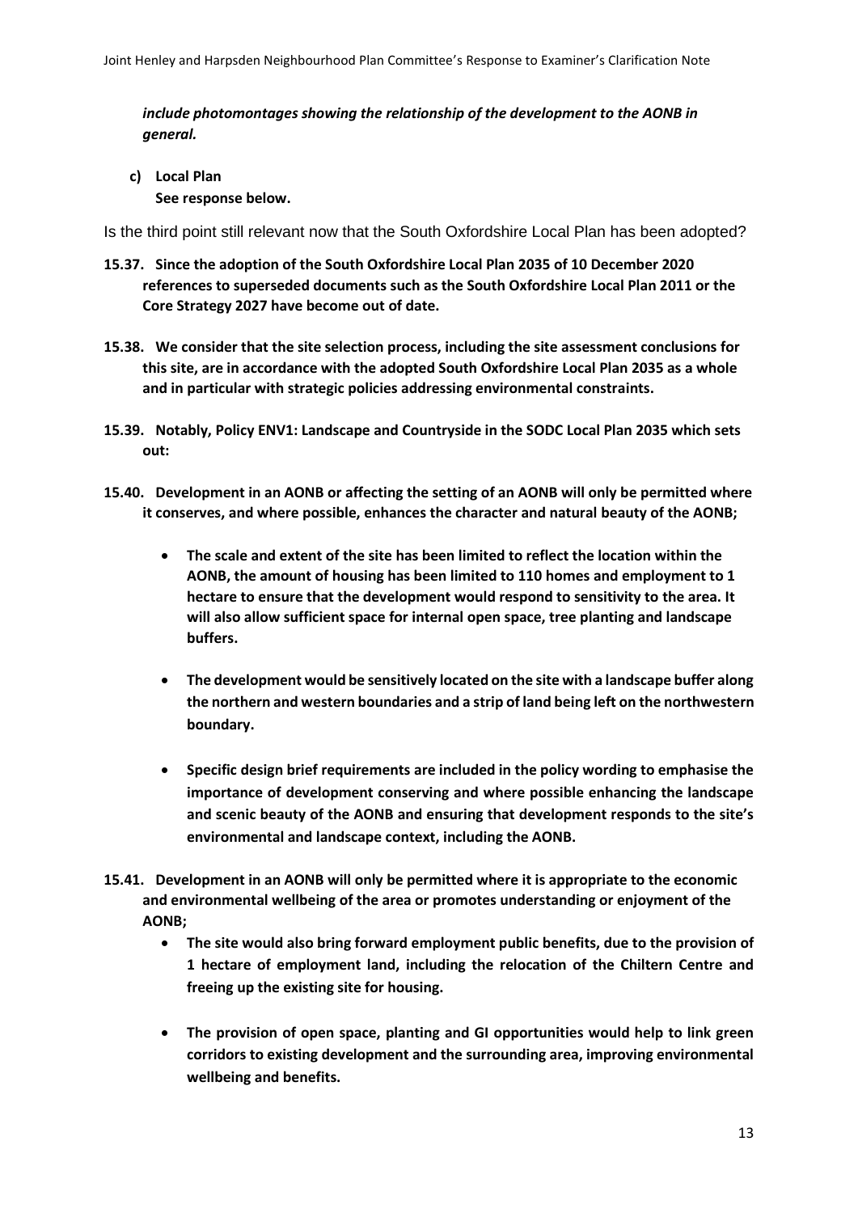***include photomontages showing the relationship of the development to the AONB in general.***

**c) Local Plan**
**See response below.**

Is the third point still relevant now that the South Oxfordshire Local Plan has been adopted?

**15.37. Since the adoption of the South Oxfordshire Local Plan 2035 of 10 December 2020 references to superseded documents such as the South Oxfordshire Local Plan 2011 or the Core Strategy 2027 have become out of date.**

**15.38. We consider that the site selection process, including the site assessment conclusions for this site, are in accordance with the adopted South Oxfordshire Local Plan 2035 as a whole and in particular with strategic policies addressing environmental constraints.**

**15.39. Notably, Policy ENV1: Landscape and Countryside in the SODC Local Plan 2035 which sets out:**

**15.40. Development in an AONB or affecting the setting of an AONB will only be permitted where it conserves, and where possible, enhances the character and natural beauty of the AONB;**

- **The scale and extent of the site has been limited to reflect the location within the AONB, the amount of housing has been limited to 110 homes and employment to 1 hectare to ensure that the development would respond to sensitivity to the area. It will also allow sufficient space for internal open space, tree planting and landscape buffers.**
- **The development would be sensitively located on the site with a landscape buffer along the northern and western boundaries and a strip of land being left on the northwestern boundary.**
- **Specific design brief requirements are included in the policy wording to emphasise the importance of development conserving and where possible enhancing the landscape and scenic beauty of the AONB and ensuring that development responds to the site's environmental and landscape context, including the AONB.**

**15.41. Development in an AONB will only be permitted where it is appropriate to the economic and environmental wellbeing of the area or promotes understanding or enjoyment of the AONB;**

- **The site would also bring forward employment public benefits, due to the provision of 1 hectare of employment land, including the relocation of the Chiltern Centre and freeing up the existing site for housing.**
- **The provision of open space, planting and GI opportunities would help to link green corridors to existing development and the surrounding area, improving environmental wellbeing and benefits.**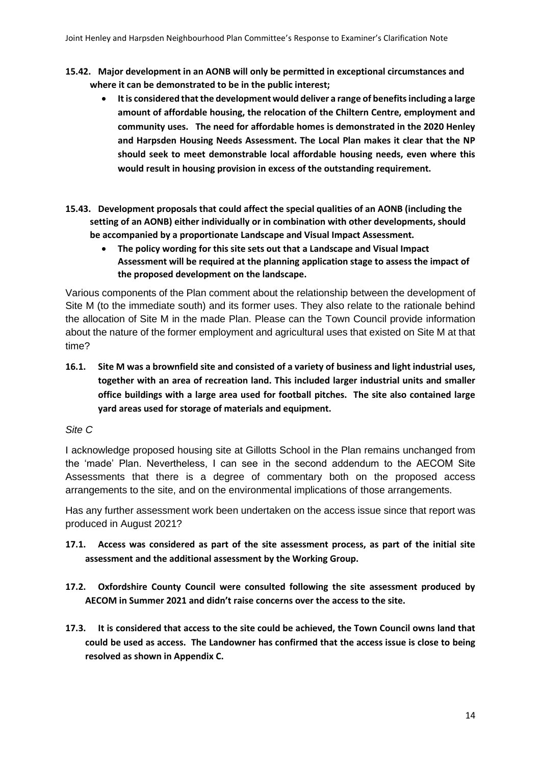**15.42. Major development in an AONB will only be permitted in exceptional circumstances and where it can be demonstrated to be in the public interest;**

- **It is considered that the development would deliver a range of benefits including a large amount of affordable housing, the relocation of the Chiltern Centre, employment and community uses. The need for affordable homes is demonstrated in the 2020 Henley and Harpsden Housing Needs Assessment. The Local Plan makes it clear that the NP should seek to meet demonstrable local affordable housing needs, even where this would result in housing provision in excess of the outstanding requirement.**

**15.43. Development proposals that could affect the special qualities of an AONB (including the setting of an AONB) either individually or in combination with other developments, should be accompanied by a proportionate Landscape and Visual Impact Assessment.**

- **The policy wording for this site sets out that a Landscape and Visual Impact Assessment will be required at the planning application stage to assess the impact of the proposed development on the landscape.**

Various components of the Plan comment about the relationship between the development of Site M (to the immediate south) and its former uses. They also relate to the rationale behind the allocation of Site M in the made Plan. Please can the Town Council provide information about the nature of the former employment and agricultural uses that existed on Site M at that time?

**16.1. Site M was a brownfield site and consisted of a variety of business and light industrial uses, together with an area of recreation land. This included larger industrial units and smaller office buildings with a large area used for football pitches. The site also contained large yard areas used for storage of materials and equipment.**

*Site C*

I acknowledge proposed housing site at Gillotts School in the Plan remains unchanged from the 'made' Plan. Nevertheless, I can see in the second addendum to the AECOM Site Assessments that there is a degree of commentary both on the proposed access arrangements to the site, and on the environmental implications of those arrangements.

Has any further assessment work been undertaken on the access issue since that report was produced in August 2021?

**17.1. Access was considered as part of the site assessment process, as part of the initial site assessment and the additional assessment by the Working Group.**

**17.2. Oxfordshire County Council were consulted following the site assessment produced by AECOM in Summer 2021 and didn't raise concerns over the access to the site.**

**17.3. It is considered that access to the site could be achieved, the Town Council owns land that could be used as access. The Landowner has confirmed that the access issue is close to being resolved as shown in Appendix C.**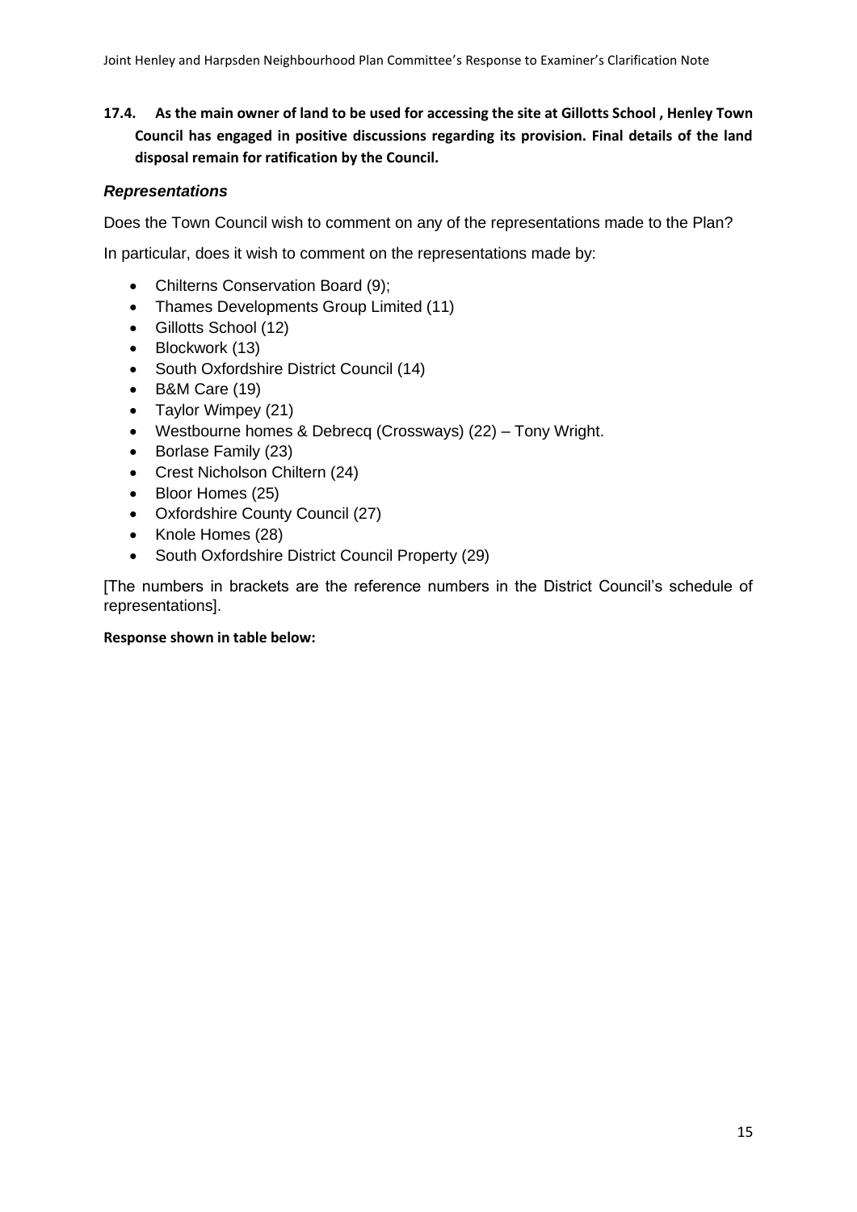**17.4. As the main owner of land to be used for accessing the site at Gillotts School , Henley Town Council has engaged in positive discussions regarding its provision. Final details of the land disposal remain for ratification by the Council.**

### *Representations*

Does the Town Council wish to comment on any of the representations made to the Plan?

In particular, does it wish to comment on the representations made by:

- Chilterns Conservation Board (9);
- Thames Developments Group Limited (11)
- Gillotts School (12)
- Blockwork (13)
- South Oxfordshire District Council (14)
- B&M Care (19)
- Taylor Wimpey (21)
- Westbourne homes & Debrecq (Crossways) (22) – Tony Wright.
- Borlase Family (23)
- Crest Nicholson Chiltern (24)
- Bloor Homes (25)
- Oxfordshire County Council (27)
- Knole Homes (28)
- South Oxfordshire District Council Property (29)

[The numbers in brackets are the reference numbers in the District Council's schedule of representations].

**Response shown in table below:**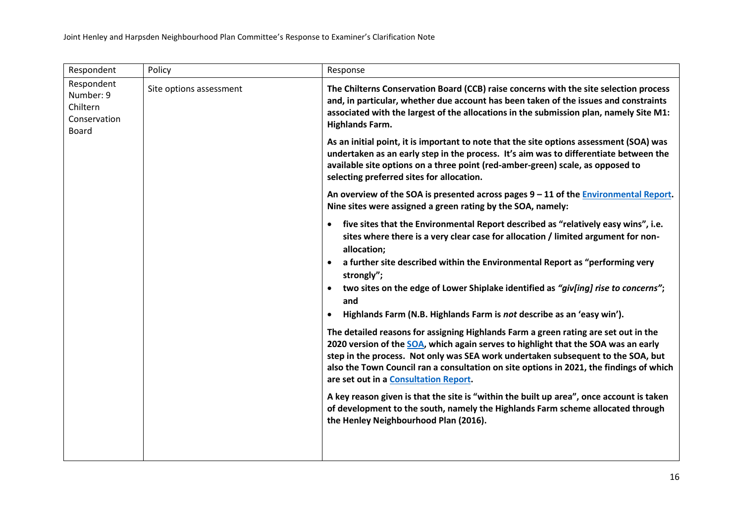| Respondent | Policy | Response |
|---|---|---|
| Respondent Number: 9 Chiltern Conservation Board | Site options assessment | **The Chilterns Conservation Board (CCB) raise concerns with the site selection process and, in particular, whether due account has been taken of the issues and constraints associated with the largest of the allocations in the submission plan, namely Site M1: Highlands Farm.**<br><br>**As an initial point, it is important to note that the site options assessment (SOA) was undertaken as an early step in the process. It's aim was to differentiate between the available site options on a three point (red-amber-green) scale, as opposed to selecting preferred sites for allocation.**<br><br>**An overview of the SOA is presented across pages 9 – 11 of the [Environmental Report](). Nine sites were assigned a green rating by the SOA, namely:**<br><br>• **five sites that the Environmental Report described as "relatively easy wins", i.e. sites where there is a very clear case for allocation / limited argument for non-allocation;**<br>• **a further site described within the Environmental Report as "performing very strongly";**<br>• **two sites on the edge of Lower Shiplake identified as *"giv[ing] rise to concerns"*; and**<br>• **Highlands Farm (N.B. Highlands Farm is *not* describe as an 'easy win').**<br><br>**The detailed reasons for assigning Highlands Farm a green rating are set out in the 2020 version of the [SOA](), which again serves to highlight that the SOA was an early step in the process. Not only was SEA work undertaken subsequent to the SOA, but also the Town Council ran a consultation on site options in 2021, the findings of which are set out in a [Consultation Report]().**<br><br>**A key reason given is that the site is "within the built up area", once account is taken of development to the south, namely the Highlands Farm scheme allocated through the Henley Neighbourhood Plan (2016).** |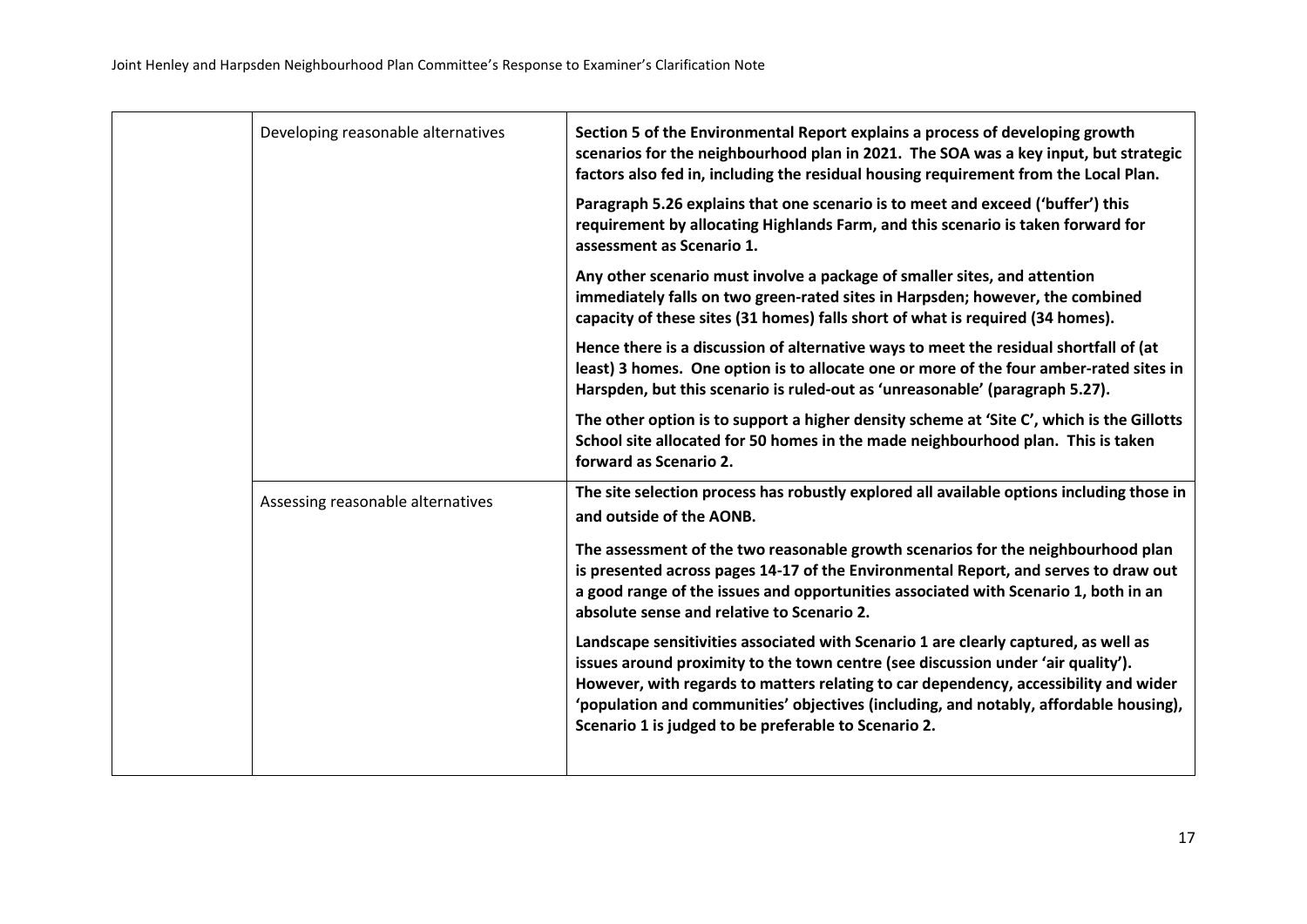| | | |
|---|---|---|
| | Developing reasonable alternatives | **Section 5 of the Environmental Report explains a process of developing growth scenarios for the neighbourhood plan in 2021. The SOA was a key input, but strategic factors also fed in, including the residual housing requirement from the Local Plan.**<br><br>**Paragraph 5.26 explains that one scenario is to meet and exceed ('buffer') this requirement by allocating Highlands Farm, and this scenario is taken forward for assessment as Scenario 1.**<br><br>**Any other scenario must involve a package of smaller sites, and attention immediately falls on two green-rated sites in Harpsden; however, the combined capacity of these sites (31 homes) falls short of what is required (34 homes).**<br><br>**Hence there is a discussion of alternative ways to meet the residual shortfall of (at least) 3 homes. One option is to allocate one or more of the four amber-rated sites in Harspden, but this scenario is ruled-out as 'unreasonable' (paragraph 5.27).**<br><br>**The other option is to support a higher density scheme at 'Site C', which is the Gillotts School site allocated for 50 homes in the made neighbourhood plan. This is taken forward as Scenario 2.** |
| | Assessing reasonable alternatives | **The site selection process has robustly explored all available options including those in and outside of the AONB.**<br><br>**The assessment of the two reasonable growth scenarios for the neighbourhood plan is presented across pages 14-17 of the Environmental Report, and serves to draw out a good range of the issues and opportunities associated with Scenario 1, both in an absolute sense and relative to Scenario 2.**<br><br>**Landscape sensitivities associated with Scenario 1 are clearly captured, as well as issues around proximity to the town centre (see discussion under 'air quality'). However, with regards to matters relating to car dependency, accessibility and wider 'population and communities' objectives (including, and notably, affordable housing), Scenario 1 is judged to be preferable to Scenario 2.** |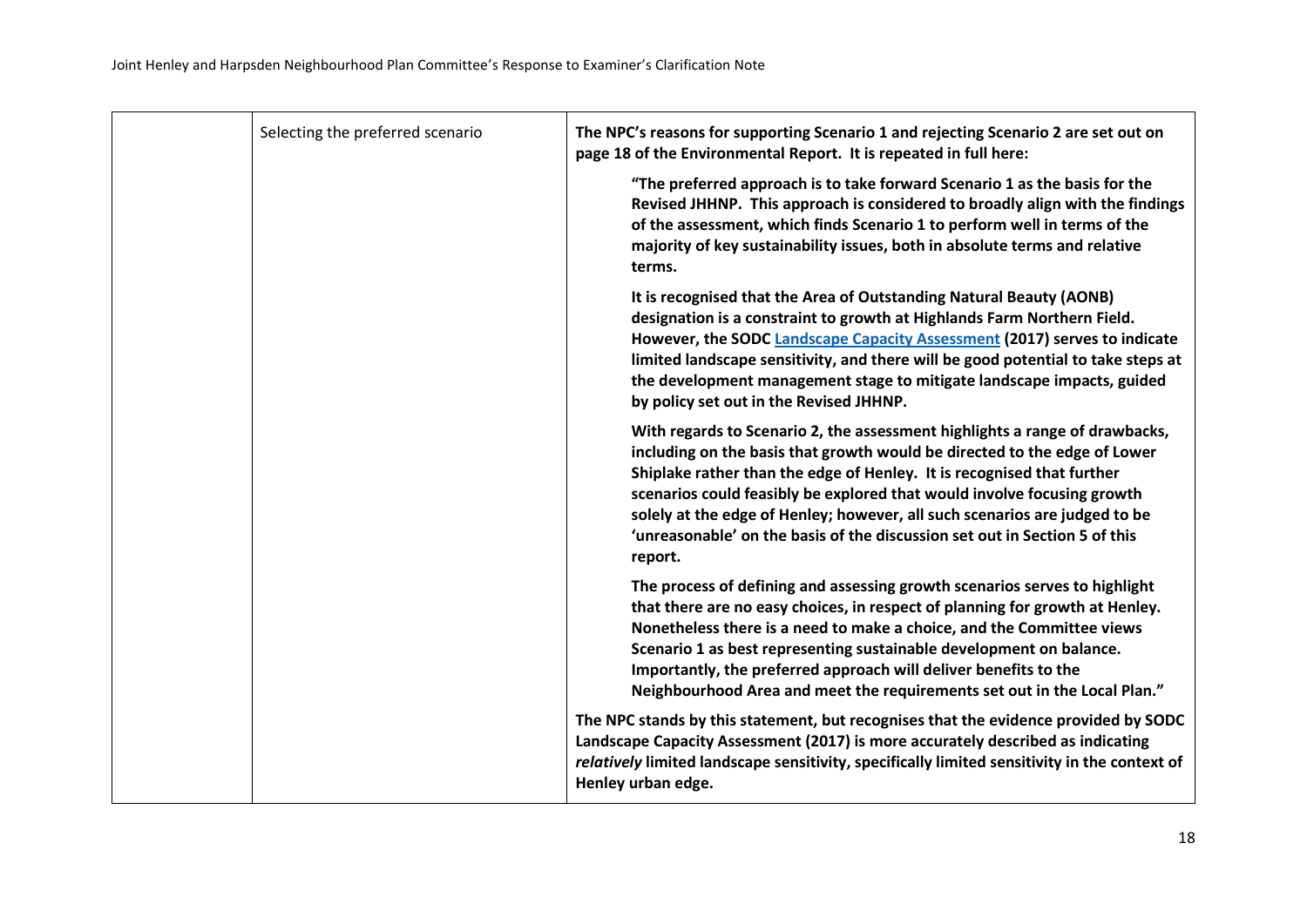| | | |
|---|---|---|
| | Selecting the preferred scenario | **The NPC's reasons for supporting Scenario 1 and rejecting Scenario 2 are set out on page 18 of the Environmental Report. It is repeated in full here:**<br><br>**"The preferred approach is to take forward Scenario 1 as the basis for the Revised JHHNP. This approach is considered to broadly align with the findings of the assessment, which finds Scenario 1 to perform well in terms of the majority of key sustainability issues, both in absolute terms and relative terms.**<br><br>**It is recognised that the Area of Outstanding Natural Beauty (AONB) designation is a constraint to growth at Highlands Farm Northern Field. However, the SODC Landscape Capacity Assessment (2017) serves to indicate limited landscape sensitivity, and there will be good potential to take steps at the development management stage to mitigate landscape impacts, guided by policy set out in the Revised JHHNP.**<br><br>**With regards to Scenario 2, the assessment highlights a range of drawbacks, including on the basis that growth would be directed to the edge of Lower Shiplake rather than the edge of Henley. It is recognised that further scenarios could feasibly be explored that would involve focusing growth solely at the edge of Henley; however, all such scenarios are judged to be 'unreasonable' on the basis of the discussion set out in Section 5 of this report.**<br><br>**The process of defining and assessing growth scenarios serves to highlight that there are no easy choices, in respect of planning for growth at Henley. Nonetheless there is a need to make a choice, and the Committee views Scenario 1 as best representing sustainable development on balance. Importantly, the preferred approach will deliver benefits to the Neighbourhood Area and meet the requirements set out in the Local Plan."**<br><br>**The NPC stands by this statement, but recognises that the evidence provided by SODC Landscape Capacity Assessment (2017) is more accurately described as indicating *relatively* limited landscape sensitivity, specifically limited sensitivity in the context of Henley urban edge.** |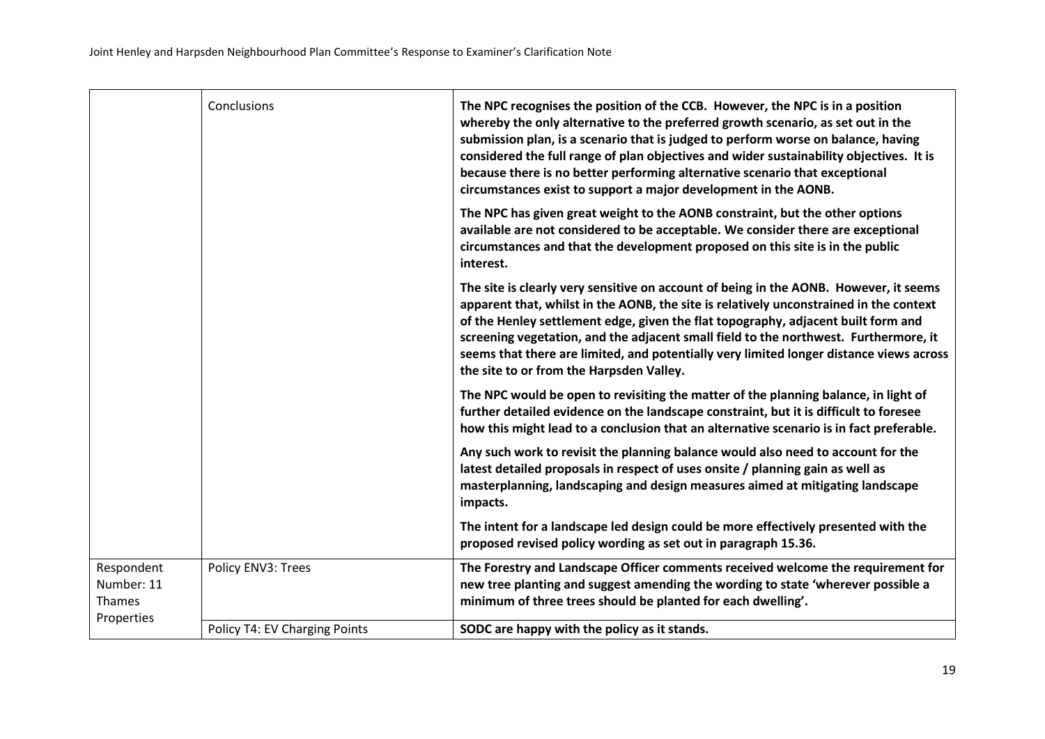| | | |
|---|---|---|
| | Conclusions | **The NPC recognises the position of the CCB. However, the NPC is in a position whereby the only alternative to the preferred growth scenario, as set out in the submission plan, is a scenario that is judged to perform worse on balance, having considered the full range of plan objectives and wider sustainability objectives. It is because there is no better performing alternative scenario that exceptional circumstances exist to support a major development in the AONB.**<br><br>**The NPC has given great weight to the AONB constraint, but the other options available are not considered to be acceptable. We consider there are exceptional circumstances and that the development proposed on this site is in the public interest.**<br><br>**The site is clearly very sensitive on account of being in the AONB. However, it seems apparent that, whilst in the AONB, the site is relatively unconstrained in the context of the Henley settlement edge, given the flat topography, adjacent built form and screening vegetation, and the adjacent small field to the northwest. Furthermore, it seems that there are limited, and potentially very limited longer distance views across the site to or from the Harpsden Valley.**<br><br>**The NPC would be open to revisiting the matter of the planning balance, in light of further detailed evidence on the landscape constraint, but it is difficult to foresee how this might lead to a conclusion that an alternative scenario is in fact preferable.**<br><br>**Any such work to revisit the planning balance would also need to account for the latest detailed proposals in respect of uses onsite / planning gain as well as masterplanning, landscaping and design measures aimed at mitigating landscape impacts.**<br><br>**The intent for a landscape led design could be more effectively presented with the proposed revised policy wording as set out in paragraph 15.36.** |
| Respondent Number: 11 Thames Properties | Policy ENV3: Trees | **The Forestry and Landscape Officer comments received welcome the requirement for new tree planting and suggest amending the wording to state 'wherever possible a minimum of three trees should be planted for each dwelling'.** |
| | Policy T4: EV Charging Points | **SODC are happy with the policy as it stands.** |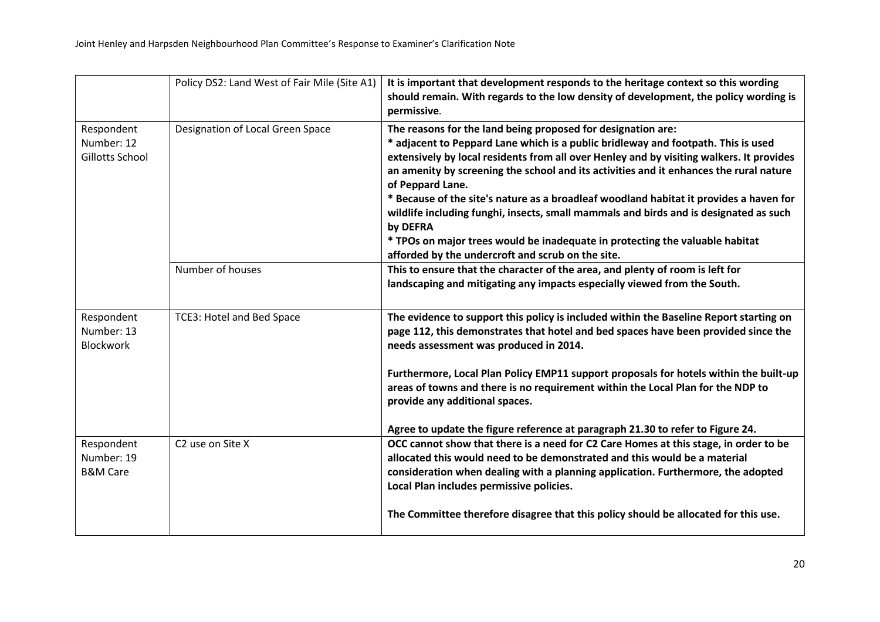| | | |
|---|---|---|
| | Policy DS2: Land West of Fair Mile (Site A1) | **It is important that development responds to the heritage context so this wording should remain. With regards to the low density of development, the policy wording is permissive**. |
| Respondent Number: 12 Gillotts School | Designation of Local Green Space | **The reasons for the land being proposed for designation are:**<br>**\* adjacent to Peppard Lane which is a public bridleway and footpath. This is used extensively by local residents from all over Henley and by visiting walkers. It provides an amenity by screening the school and its activities and it enhances the rural nature of Peppard Lane.**<br>**\* Because of the site's nature as a broadleaf woodland habitat it provides a haven for wildlife including funghi, insects, small mammals and birds and is designated as such by DEFRA**<br>**\* TPOs on major trees would be inadequate in protecting the valuable habitat afforded by the undercroft and scrub on the site.** |
| | Number of houses | **This to ensure that the character of the area, and plenty of room is left for landscaping and mitigating any impacts especially viewed from the South.** |
| Respondent Number: 13 Blockwork | TCE3: Hotel and Bed Space | **The evidence to support this policy is included within the Baseline Report starting on page 112, this demonstrates that hotel and bed spaces have been provided since the needs assessment was produced in 2014.**<br><br>**Furthermore, Local Plan Policy EMP11 support proposals for hotels within the built-up areas of towns and there is no requirement within the Local Plan for the NDP to provide any additional spaces.**<br><br>**Agree to update the figure reference at paragraph 21.30 to refer to Figure 24.** |
| Respondent Number: 19 B&M Care | C2 use on Site X | **OCC cannot show that there is a need for C2 Care Homes at this stage, in order to be allocated this would need to be demonstrated and this would be a material consideration when dealing with a planning application. Furthermore, the adopted Local Plan includes permissive policies.**<br><br>**The Committee therefore disagree that this policy should be allocated for this use.** |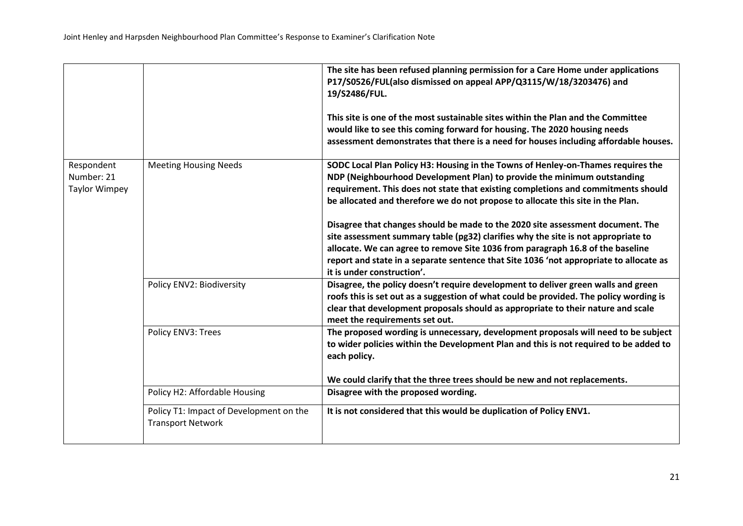| | | |
|---|---|---|
| | | **The site has been refused planning permission for a Care Home under applications P17/S0526/FUL(also dismissed on appeal APP/Q3115/W/18/3203476) and 19/S2486/FUL.**<br><br>**This site is one of the most sustainable sites within the Plan and the Committee would like to see this coming forward for housing. The 2020 housing needs assessment demonstrates that there is a need for houses including affordable houses.** |
| Respondent Number: 21 Taylor Wimpey | Meeting Housing Needs | **SODC Local Plan Policy H3: Housing in the Towns of Henley-on-Thames requires the NDP (Neighbourhood Development Plan) to provide the minimum outstanding requirement. This does not state that existing completions and commitments should be allocated and therefore we do not propose to allocate this site in the Plan.**<br><br>**Disagree that changes should be made to the 2020 site assessment document. The site assessment summary table (pg32) clarifies why the site is not appropriate to allocate. We can agree to remove Site 1036 from paragraph 16.8 of the baseline report and state in a separate sentence that Site 1036 'not appropriate to allocate as it is under construction'.** |
| | Policy ENV2: Biodiversity | **Disagree, the policy doesn't require development to deliver green walls and green roofs this is set out as a suggestion of what could be provided. The policy wording is clear that development proposals should as appropriate to their nature and scale meet the requirements set out.** |
| | Policy ENV3: Trees | **The proposed wording is unnecessary, development proposals will need to be subject to wider policies within the Development Plan and this is not required to be added to each policy.**<br><br>**We could clarify that the three trees should be new and not replacements.** |
| | Policy H2: Affordable Housing | **Disagree with the proposed wording.** |
| | Policy T1: Impact of Development on the Transport Network | **It is not considered that this would be duplication of Policy ENV1.** |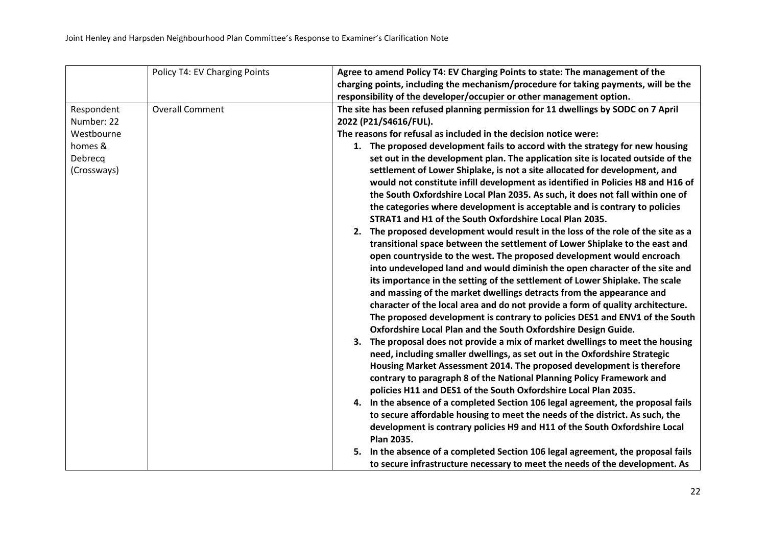| | | |
|---|---|---|
| | Policy T4: EV Charging Points | **Agree to amend Policy T4: EV Charging Points to state: The management of the charging points, including the mechanism/procedure for taking payments, will be the responsibility of the developer/occupier or other management option.** |
| Respondent Number: 22 Westbourne homes & Debrecq (Crossways) | Overall Comment | **The site has been refused planning permission for 11 dwellings by SODC on 7 April 2022 (P21/S4616/FUL).**<br>**The reasons for refusal as included in the decision notice were:**<br>**1. The proposed development fails to accord with the strategy for new housing set out in the development plan. The application site is located outside of the settlement of Lower Shiplake, is not a site allocated for development, and would not constitute infill development as identified in Policies H8 and H16 of the South Oxfordshire Local Plan 2035. As such, it does not fall within one of the categories where development is acceptable and is contrary to policies STRAT1 and H1 of the South Oxfordshire Local Plan 2035.**<br>**2. The proposed development would result in the loss of the role of the site as a transitional space between the settlement of Lower Shiplake to the east and open countryside to the west. The proposed development would encroach into undeveloped land and would diminish the open character of the site and its importance in the setting of the settlement of Lower Shiplake. The scale and massing of the market dwellings detracts from the appearance and character of the local area and do not provide a form of quality architecture. The proposed development is contrary to policies DES1 and ENV1 of the South Oxfordshire Local Plan and the South Oxfordshire Design Guide.**<br>**3. The proposal does not provide a mix of market dwellings to meet the housing need, including smaller dwellings, as set out in the Oxfordshire Strategic Housing Market Assessment 2014. The proposed development is therefore contrary to paragraph 8 of the National Planning Policy Framework and policies H11 and DES1 of the South Oxfordshire Local Plan 2035.**<br>**4. In the absence of a completed Section 106 legal agreement, the proposal fails to secure affordable housing to meet the needs of the district. As such, the development is contrary policies H9 and H11 of the South Oxfordshire Local Plan 2035.**<br>**5. In the absence of a completed Section 106 legal agreement, the proposal fails to secure infrastructure necessary to meet the needs of the development. As** |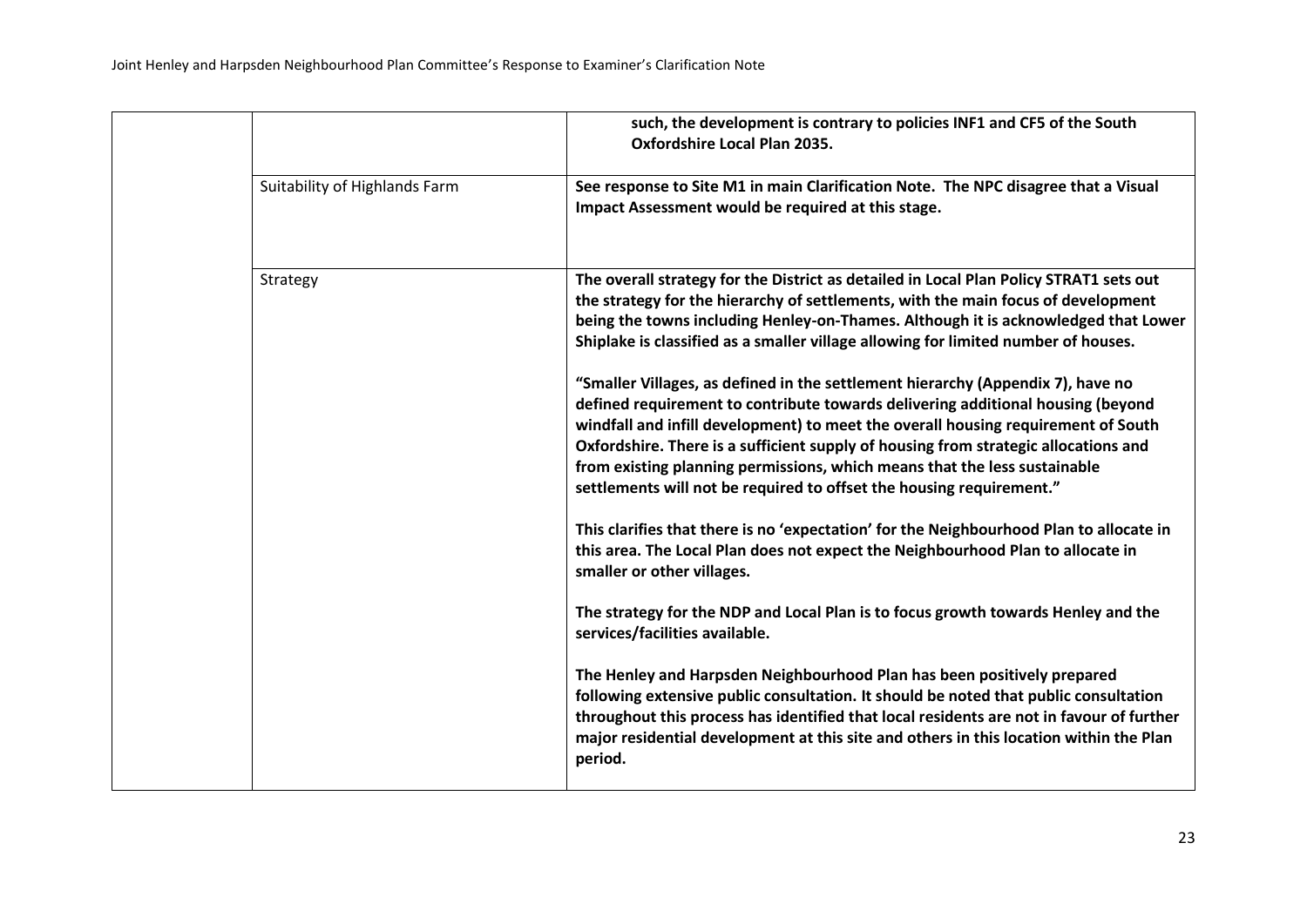|  |  |  |
| --- | --- | --- |
|  |  | **such, the development is contrary to policies INF1 and CF5 of the South Oxfordshire Local Plan 2035.** |
|  | Suitability of Highlands Farm | **See response to Site M1 in main Clarification Note. The NPC disagree that a Visual Impact Assessment would be required at this stage.** |
|  | Strategy | **The overall strategy for the District as detailed in Local Plan Policy STRAT1 sets out the strategy for the hierarchy of settlements, with the main focus of development being the towns including Henley-on-Thames. Although it is acknowledged that Lower Shiplake is classified as a smaller village allowing for limited number of houses.**<br><br>**"Smaller Villages, as defined in the settlement hierarchy (Appendix 7), have no defined requirement to contribute towards delivering additional housing (beyond windfall and infill development) to meet the overall housing requirement of South Oxfordshire. There is a sufficient supply of housing from strategic allocations and from existing planning permissions, which means that the less sustainable settlements will not be required to offset the housing requirement."**<br><br>**This clarifies that there is no 'expectation' for the Neighbourhood Plan to allocate in this area. The Local Plan does not expect the Neighbourhood Plan to allocate in smaller or other villages.**<br><br>**The strategy for the NDP and Local Plan is to focus growth towards Henley and the services/facilities available.**<br><br>**The Henley and Harpsden Neighbourhood Plan has been positively prepared following extensive public consultation. It should be noted that public consultation throughout this process has identified that local residents are not in favour of further major residential development at this site and others in this location within the Plan period.** |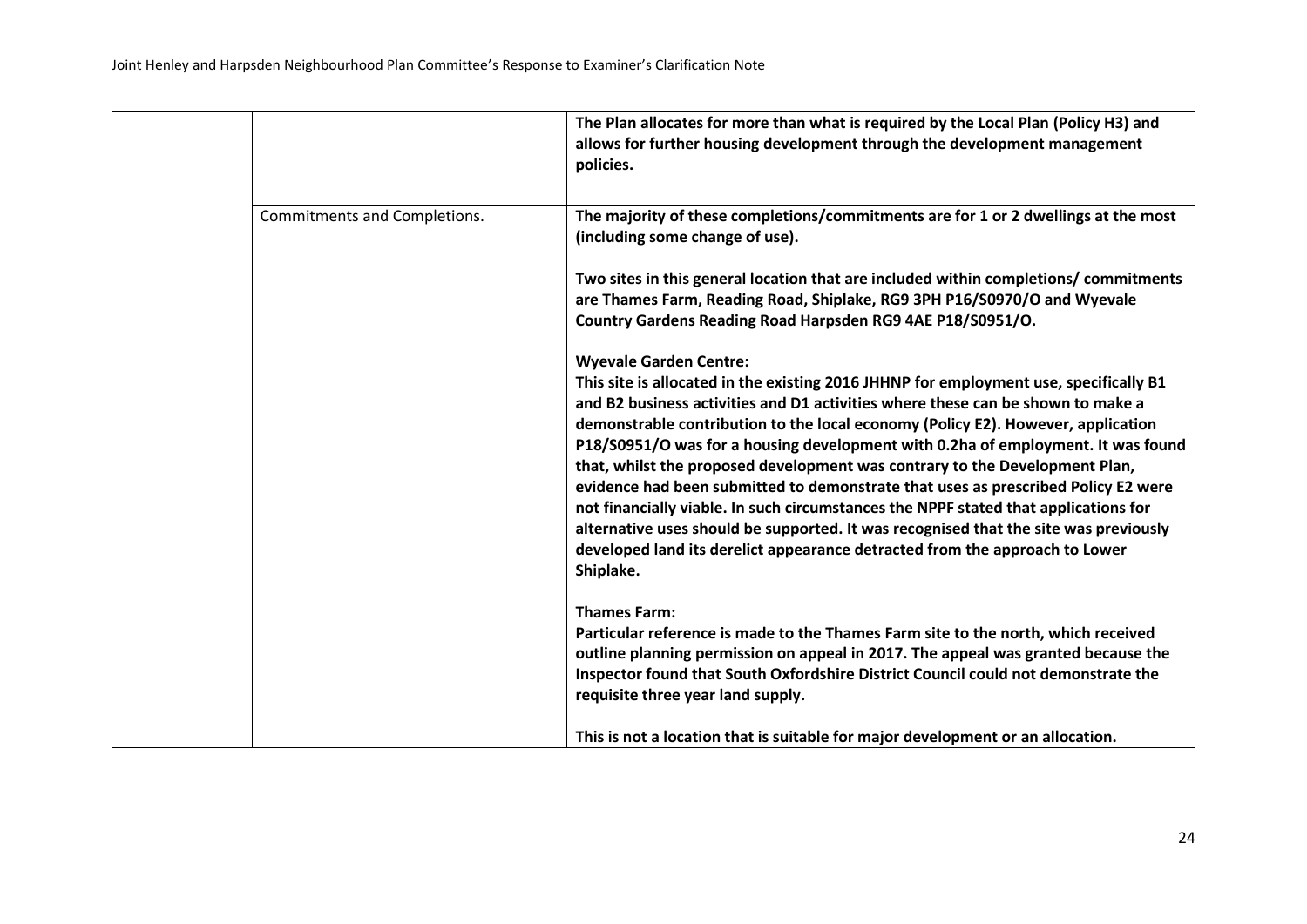| | | |
|---|---|---|
| | | **The Plan allocates for more than what is required by the Local Plan (Policy H3) and allows for further housing development through the development management policies.** |
| | Commitments and Completions. | **The majority of these completions/commitments are for 1 or 2 dwellings at the most (including some change of use).**<br><br>**Two sites in this general location that are included within completions/ commitments are Thames Farm, Reading Road, Shiplake, RG9 3PH P16/S0970/O and Wyevale Country Gardens Reading Road Harpsden RG9 4AE P18/S0951/O.**<br><br>**Wyevale Garden Centre:**<br>**This site is allocated in the existing 2016 JHHNP for employment use, specifically B1 and B2 business activities and D1 activities where these can be shown to make a demonstrable contribution to the local economy (Policy E2). However, application P18/S0951/O was for a housing development with 0.2ha of employment. It was found that, whilst the proposed development was contrary to the Development Plan, evidence had been submitted to demonstrate that uses as prescribed Policy E2 were not financially viable. In such circumstances the NPPF stated that applications for alternative uses should be supported. It was recognised that the site was previously developed land its derelict appearance detracted from the approach to Lower Shiplake.**<br><br>**Thames Farm:**<br>**Particular reference is made to the Thames Farm site to the north, which received outline planning permission on appeal in 2017. The appeal was granted because the Inspector found that South Oxfordshire District Council could not demonstrate the requisite three year land supply.**<br><br>**This is not a location that is suitable for major development or an allocation.** |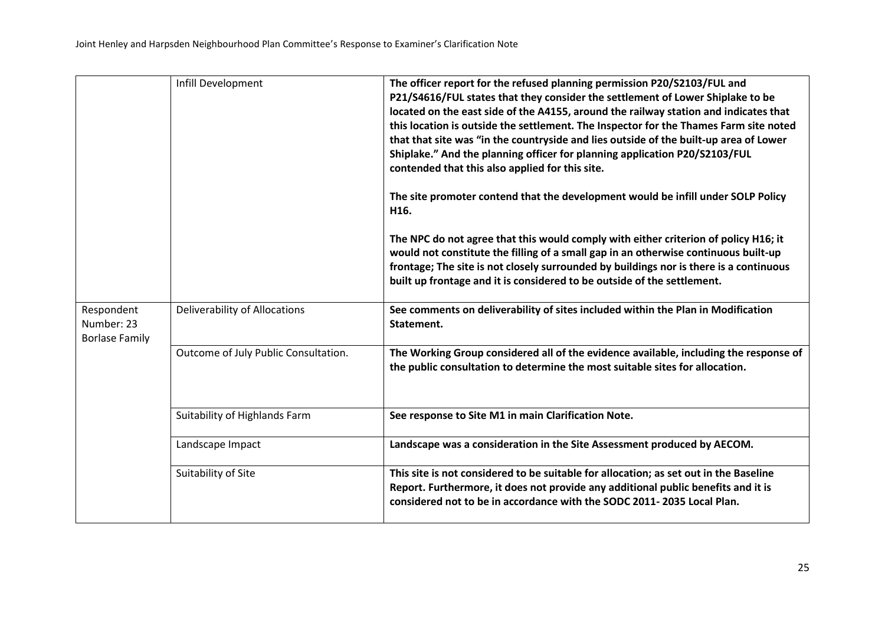| | | |
|---|---|---|
| | Infill Development | **The officer report for the refused planning permission P20/S2103/FUL and P21/S4616/FUL states that they consider the settlement of Lower Shiplake to be located on the east side of the A4155, around the railway station and indicates that this location is outside the settlement. The Inspector for the Thames Farm site noted that that site was "in the countryside and lies outside of the built-up area of Lower Shiplake." And the planning officer for planning application P20/S2103/FUL contended that this also applied for this site.**<br><br>**The site promoter contend that the development would be infill under SOLP Policy H16.**<br><br>**The NPC do not agree that this would comply with either criterion of policy H16; it would not constitute the filling of a small gap in an otherwise continuous built-up frontage; The site is not closely surrounded by buildings nor is there is a continuous built up frontage and it is considered to be outside of the settlement.** |
| Respondent Number: 23 Borlase Family | Deliverability of Allocations | **See comments on deliverability of sites included within the Plan in Modification Statement.** |
| | Outcome of July Public Consultation. | **The Working Group considered all of the evidence available, including the response of the public consultation to determine the most suitable sites for allocation.** |
| | Suitability of Highlands Farm | **See response to Site M1 in main Clarification Note.** |
| | Landscape Impact | **Landscape was a consideration in the Site Assessment produced by AECOM.** |
| | Suitability of Site | **This site is not considered to be suitable for allocation; as set out in the Baseline Report. Furthermore, it does not provide any additional public benefits and it is considered not to be in accordance with the SODC 2011- 2035 Local Plan.** |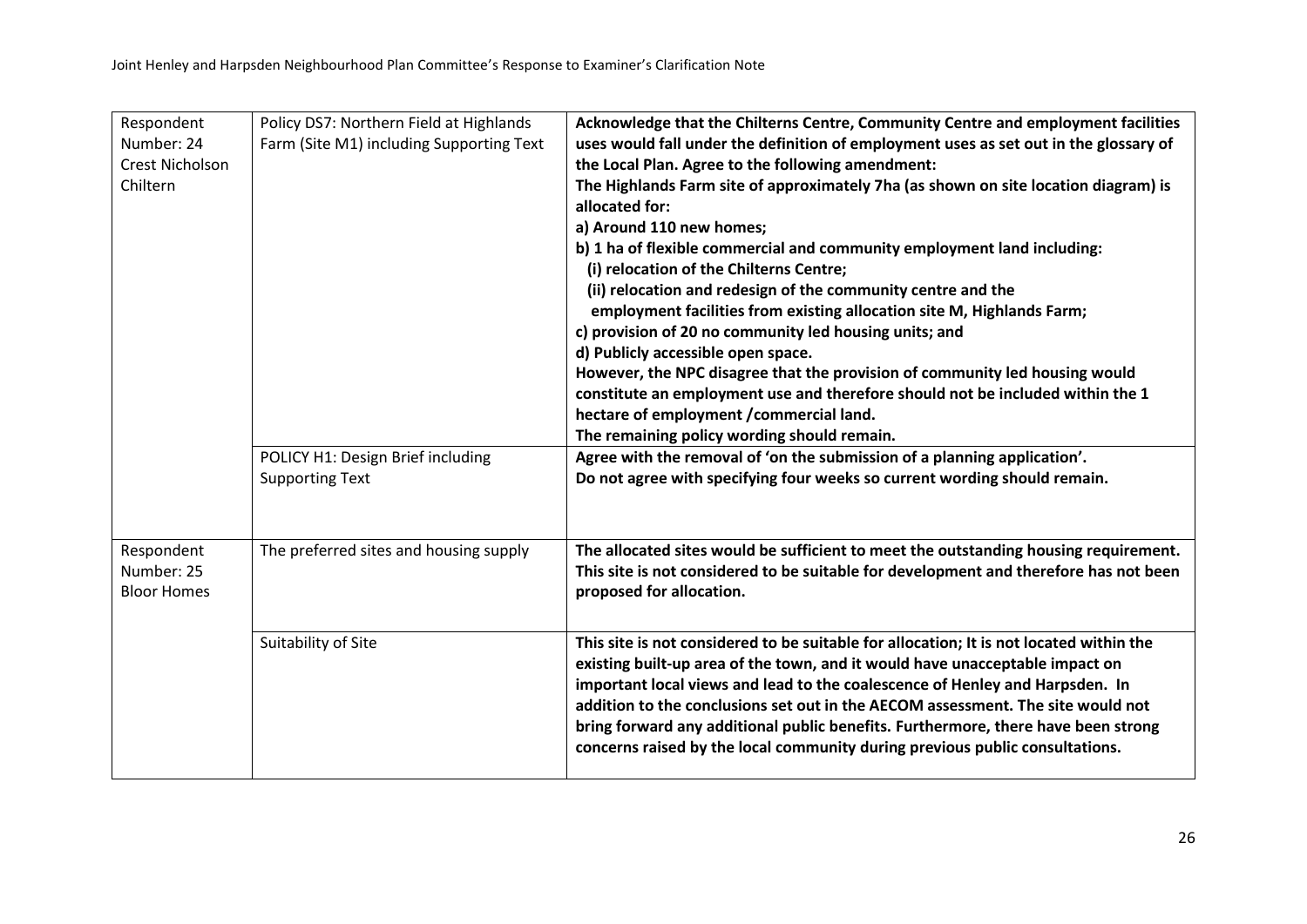| | | |
|---|---|---|
| Respondent Number: 24 Crest Nicholson Chiltern | Policy DS7: Northern Field at Highlands Farm (Site M1) including Supporting Text | **Acknowledge that the Chilterns Centre, Community Centre and employment facilities uses would fall under the definition of employment uses as set out in the glossary of the Local Plan. Agree to the following amendment:**<br>**The Highlands Farm site of approximately 7ha (as shown on site location diagram) is allocated for:**<br>**a) Around 110 new homes;**<br>**b) 1 ha of flexible commercial and community employment land including:**<br>**(i) relocation of the Chilterns Centre;**<br>**(ii) relocation and redesign of the community centre and the employment facilities from existing allocation site M, Highlands Farm;**<br>**c) provision of 20 no community led housing units; and**<br>**d) Publicly accessible open space.**<br>**However, the NPC disagree that the provision of community led housing would constitute an employment use and therefore should not be included within the 1 hectare of employment /commercial land.**<br>**The remaining policy wording should remain.** |
| | POLICY H1: Design Brief including Supporting Text | **Agree with the removal of 'on the submission of a planning application'.**<br>**Do not agree with specifying four weeks so current wording should remain.** |
| Respondent Number: 25 Bloor Homes | The preferred sites and housing supply | **The allocated sites would be sufficient to meet the outstanding housing requirement. This site is not considered to be suitable for development and therefore has not been proposed for allocation.** |
| | Suitability of Site | **This site is not considered to be suitable for allocation; It is not located within the existing built-up area of the town, and it would have unacceptable impact on important local views and lead to the coalescence of Henley and Harpsden. In addition to the conclusions set out in the AECOM assessment. The site would not bring forward any additional public benefits. Furthermore, there have been strong concerns raised by the local community during previous public consultations.** |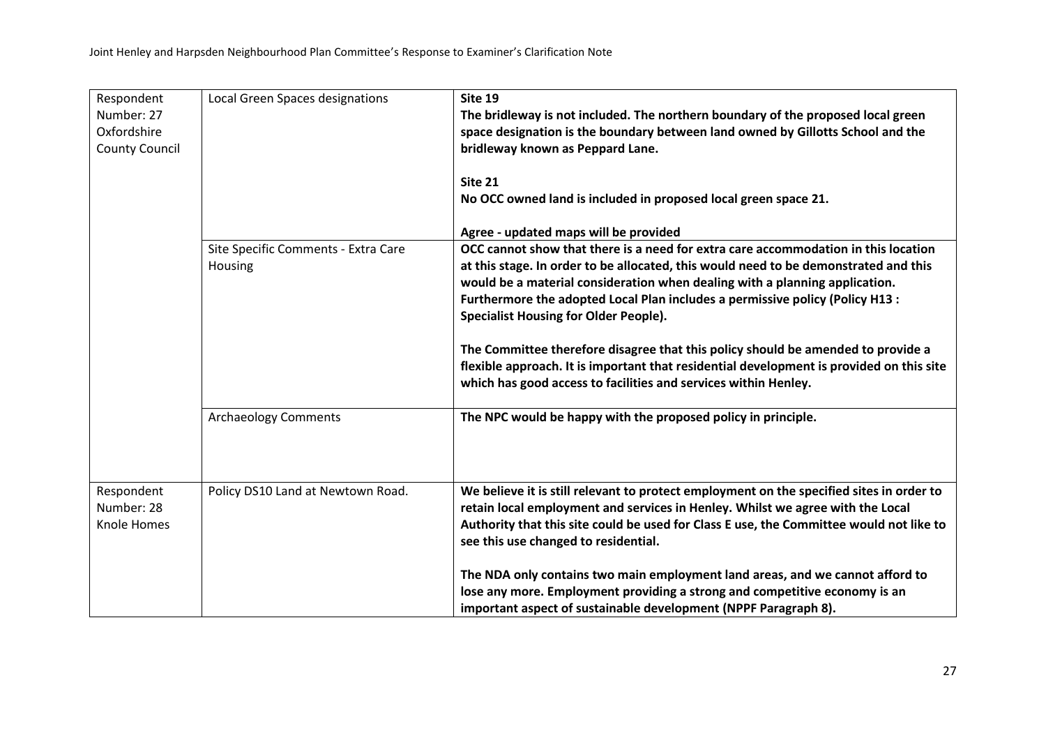| Respondent Number: 27 Oxfordshire County Council | Local Green Spaces designations | **Site 19**<br>**The bridleway is not included. The northern boundary of the proposed local green space designation is the boundary between land owned by Gillotts School and the bridleway known as Peppard Lane.**<br><br>**Site 21**<br>**No OCC owned land is included in proposed local green space 21.**<br><br>**Agree - updated maps will be provided** |
|---|---|---|
| | Site Specific Comments - Extra Care Housing | **OCC cannot show that there is a need for extra care accommodation in this location at this stage. In order to be allocated, this would need to be demonstrated and this would be a material consideration when dealing with a planning application. Furthermore the adopted Local Plan includes a permissive policy (Policy H13 : Specialist Housing for Older People).**<br><br>**The Committee therefore disagree that this policy should be amended to provide a flexible approach. It is important that residential development is provided on this site which has good access to facilities and services within Henley.** |
| | Archaeology Comments | **The NPC would be happy with the proposed policy in principle.** |
| Respondent Number: 28 Knole Homes | Policy DS10 Land at Newtown Road. | **We believe it is still relevant to protect employment on the specified sites in order to retain local employment and services in Henley. Whilst we agree with the Local Authority that this site could be used for Class E use, the Committee would not like to see this use changed to residential.**<br><br>**The NDA only contains two main employment land areas, and we cannot afford to lose any more. Employment providing a strong and competitive economy is an important aspect of sustainable development (NPPF Paragraph 8).** |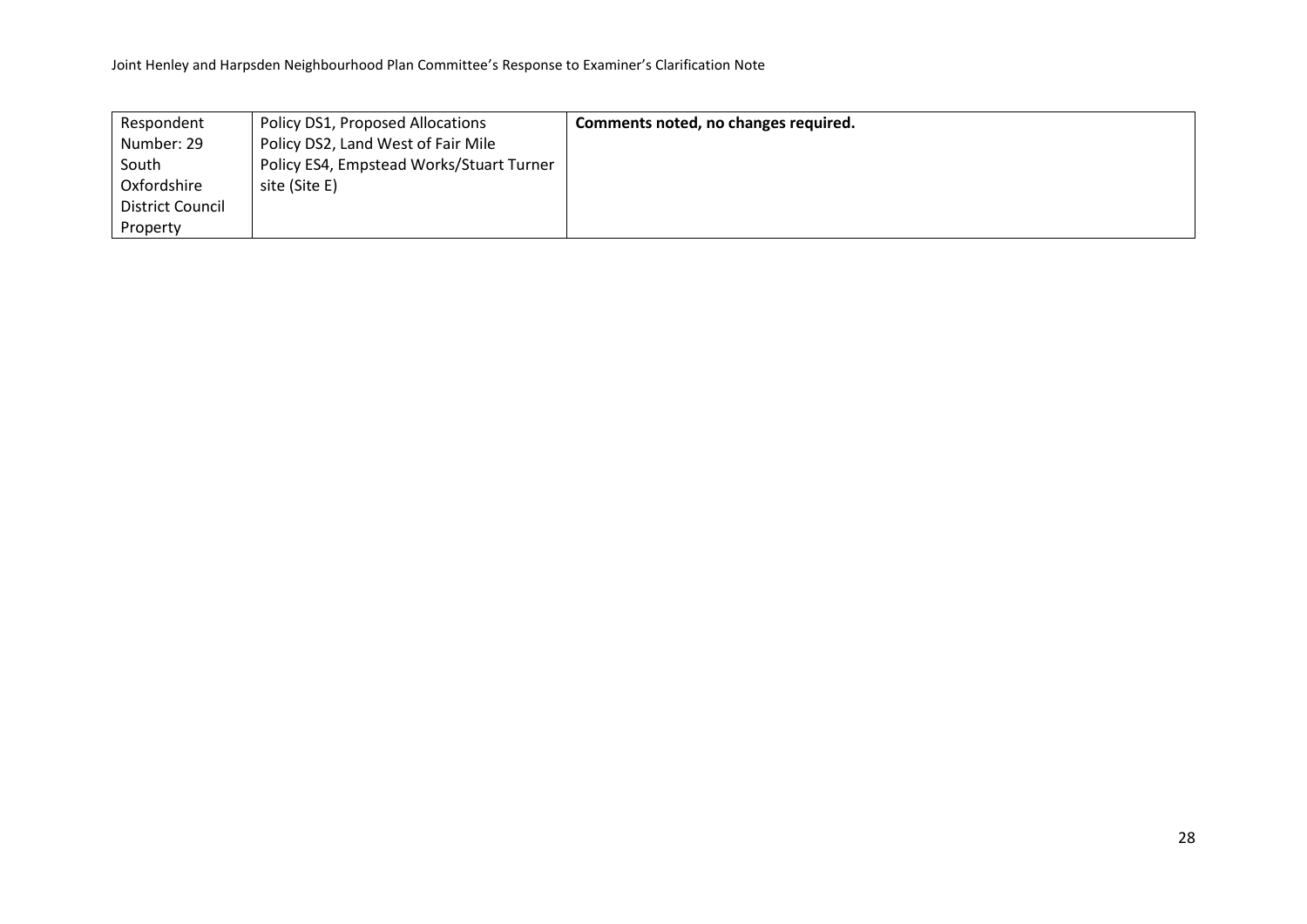| Respondent Number: 29 South Oxfordshire District Council Property | Policy DS1, Proposed Allocations<br>Policy DS2, Land West of Fair Mile<br>Policy ES4, Empstead Works/Stuart Turner site (Site E) | **Comments noted, no changes required.** |
|---|---|---|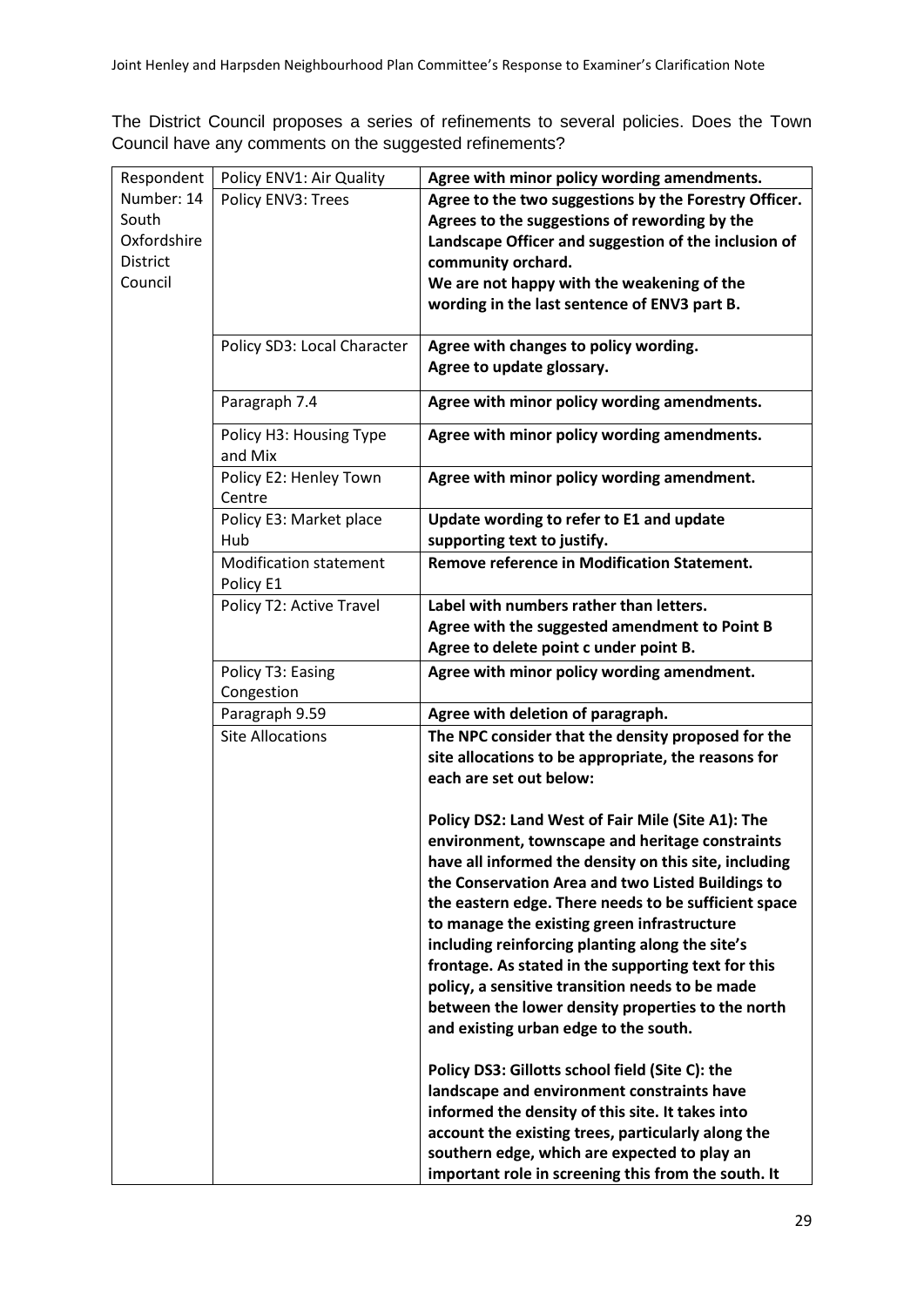The District Council proposes a series of refinements to several policies. Does the Town Council have any comments on the suggested refinements?

| Respondent | | |
|---|---|---|
| Number: 14 South Oxfordshire District Council | Policy ENV1: Air Quality | **Agree with minor policy wording amendments.** |
| | Policy ENV3: Trees | **Agree to the two suggestions by the Forestry Officer. Agrees to the suggestions of rewording by the Landscape Officer and suggestion of the inclusion of community orchard.**<br>**We are not happy with the weakening of the wording in the last sentence of ENV3 part B.** |
| | Policy SD3: Local Character | **Agree with changes to policy wording.**<br>**Agree to update glossary.** |
| | Paragraph 7.4 | **Agree with minor policy wording amendments.** |
| | Policy H3: Housing Type and Mix | **Agree with minor policy wording amendments.** |
| | Policy E2: Henley Town Centre | **Agree with minor policy wording amendment.** |
| | Policy E3: Market place Hub | **Update wording to refer to E1 and update supporting text to justify.** |
| | Modification statement Policy E1 | **Remove reference in Modification Statement.** |
| | Policy T2: Active Travel | **Label with numbers rather than letters.**<br>**Agree with the suggested amendment to Point B**<br>**Agree to delete point c under point B.** |
| | Policy T3: Easing Congestion | **Agree with minor policy wording amendment.** |
| | Paragraph 9.59 | **Agree with deletion of paragraph.** |
| | Site Allocations | **The NPC consider that the density proposed for the site allocations to be appropriate, the reasons for each are set out below:**<br><br>**Policy DS2: Land West of Fair Mile (Site A1): The environment, townscape and heritage constraints have all informed the density on this site, including the Conservation Area and two Listed Buildings to the eastern edge. There needs to be sufficient space to manage the existing green infrastructure including reinforcing planting along the site's frontage. As stated in the supporting text for this policy, a sensitive transition needs to be made between the lower density properties to the north and existing urban edge to the south.**<br><br>**Policy DS3: Gillotts school field (Site C): the landscape and environment constraints have informed the density of this site. It takes into account the existing trees, particularly along the southern edge, which are expected to play an important role in screening this from the south. It** |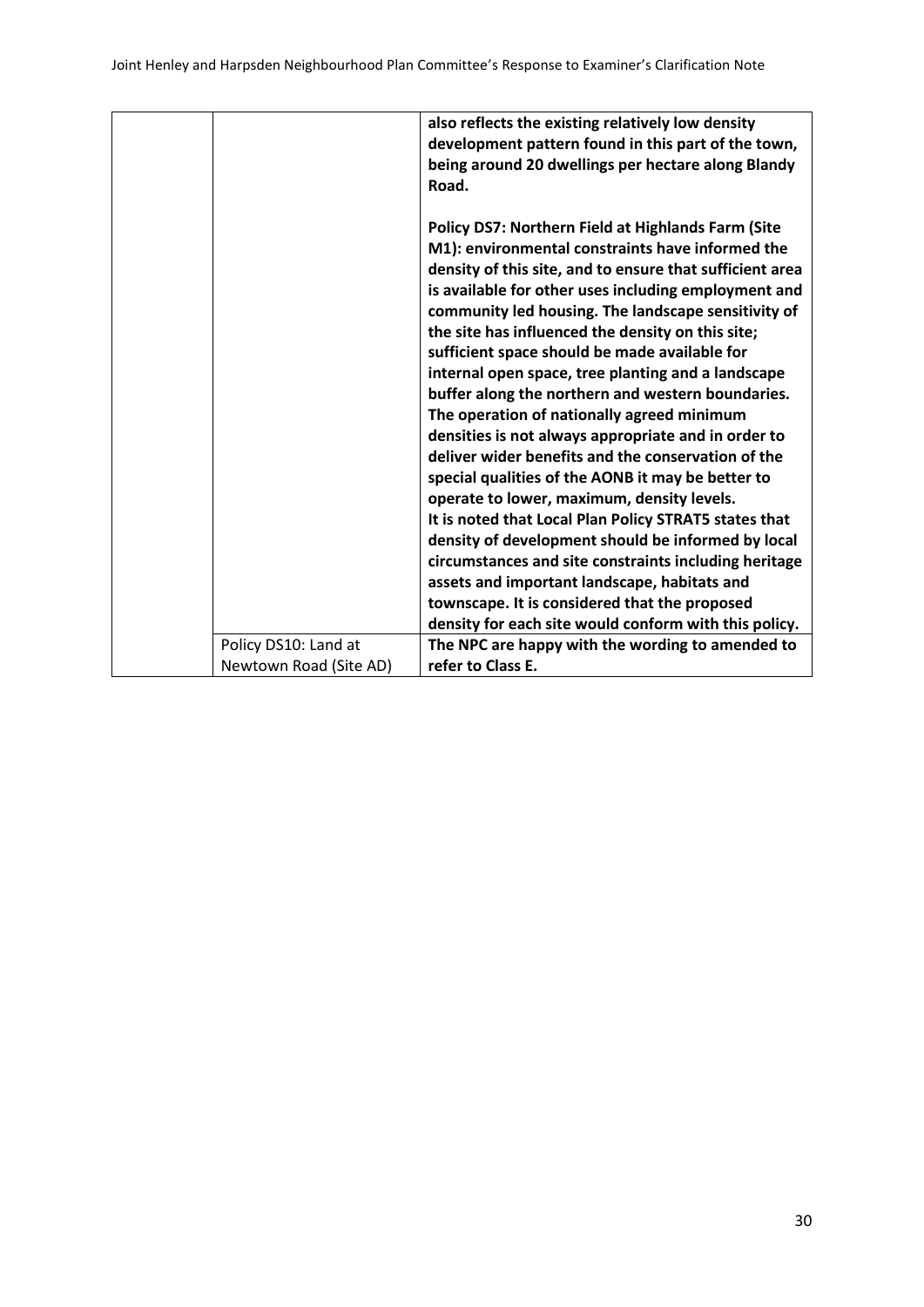| | | |
|---|---|---|
| | | **also reflects the existing relatively low density development pattern found in this part of the town, being around 20 dwellings per hectare along Blandy Road.**<br><br>**Policy DS7: Northern Field at Highlands Farm (Site M1): environmental constraints have informed the density of this site, and to ensure that sufficient area is available for other uses including employment and community led housing. The landscape sensitivity of the site has influenced the density on this site; sufficient space should be made available for internal open space, tree planting and a landscape buffer along the northern and western boundaries. The operation of nationally agreed minimum densities is not always appropriate and in order to deliver wider benefits and the conservation of the special qualities of the AONB it may be better to operate to lower, maximum, density levels.**<br>**It is noted that Local Plan Policy STRAT5 states that density of development should be informed by local circumstances and site constraints including heritage assets and important landscape, habitats and townscape. It is considered that the proposed density for each site would conform with this policy.** |
| | Policy DS10: Land at Newtown Road (Site AD) | **The NPC are happy with the wording to amended to refer to Class E.** |